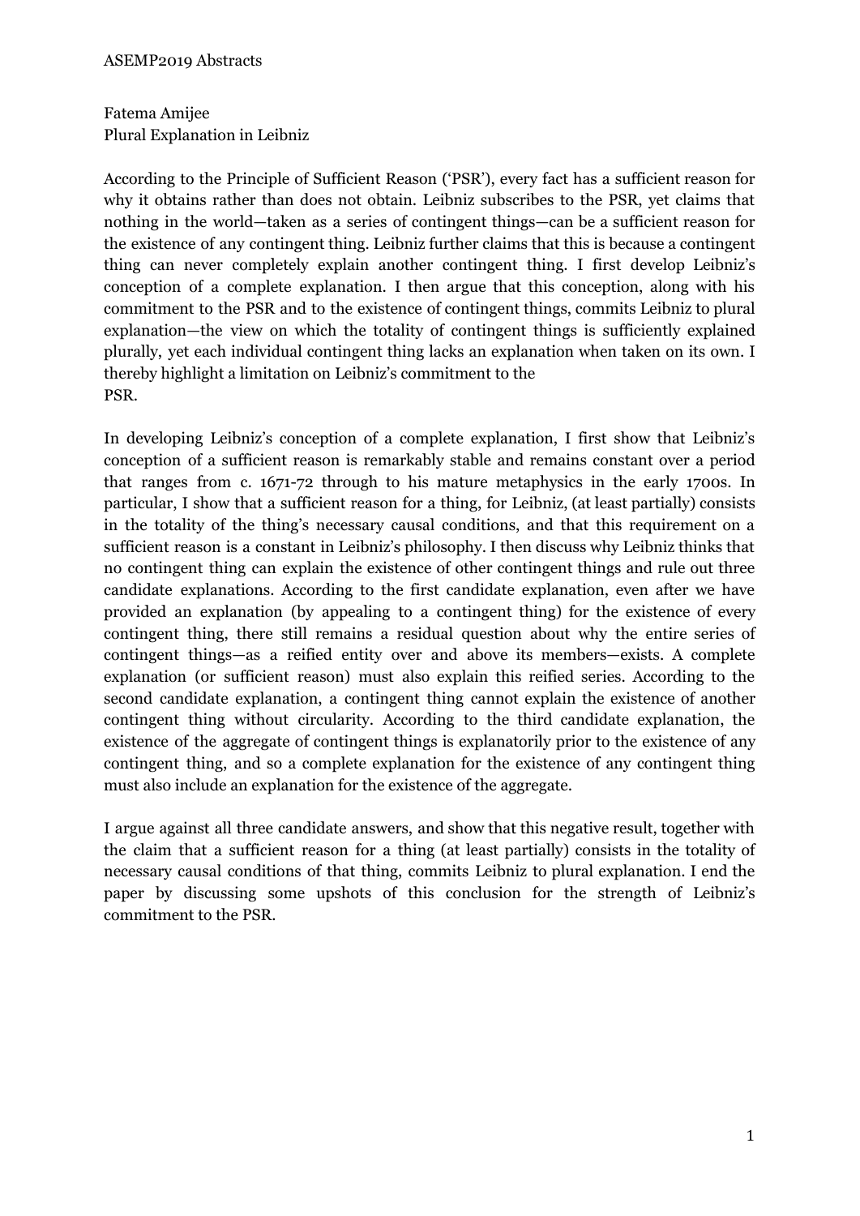Fatema Amijee

Plural Explanation in Leibniz

According to the Principle of Sufficient Reason ('PSR'), every fact has a sufficient reason for why it obtains rather than does not obtain. Leibniz subscribes to the PSR, yet claims that nothing in the world—taken as a series of contingent things—can be a sufficient reason for the existence of any contingent thing. Leibniz further claims that this is because a contingent thing can never completely explain another contingent thing. I first develop Leibniz's conception of a complete explanation. I then argue that this conception, along with his commitment to the PSR and to the existence of contingent things, commits Leibniz to plural explanation—the view on which the totality of contingent things is sufficiently explained plurally, yet each individual contingent thing lacks an explanation when taken on its own. I thereby highlight a limitation on Leibniz's commitment to the PSR.

In developing Leibniz's conception of a complete explanation, I first show that Leibniz's conception of a sufficient reason is remarkably stable and remains constant over a period that ranges from c. 1671-72 through to his mature metaphysics in the early 1700s. In particular, I show that a sufficient reason for a thing, for Leibniz, (at least partially) consists in the totality of the thing's necessary causal conditions, and that this requirement on a sufficient reason is a constant in Leibniz's philosophy. I then discuss why Leibniz thinks that no contingent thing can explain the existence of other contingent things and rule out three candidate explanations. According to the first candidate explanation, even after we have provided an explanation (by appealing to a contingent thing) for the existence of every contingent thing, there still remains a residual question about why the entire series of contingent things—as a reified entity over and above its members—exists. A complete explanation (or sufficient reason) must also explain this reified series. According to the second candidate explanation, a contingent thing cannot explain the existence of another contingent thing without circularity. According to the third candidate explanation, the existence of the aggregate of contingent things is explanatorily prior to the existence of any contingent thing, and so a complete explanation for the existence of any contingent thing must also include an explanation for the existence of the aggregate.

I argue against all three candidate answers, and show that this negative result, together with the claim that a sufficient reason for a thing (at least partially) consists in the totality of necessary causal conditions of that thing, commits Leibniz to plural explanation. I end the paper by discussing some upshots of this conclusion for the strength of Leibniz's commitment to the PSR.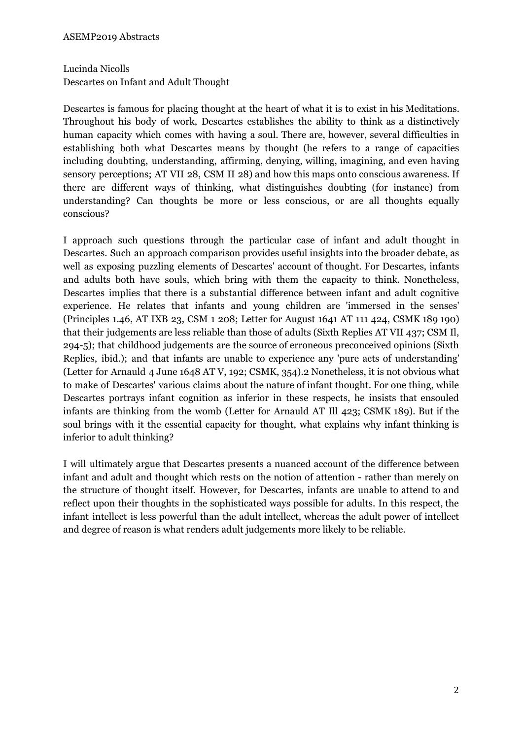Lucinda Nicolls
Descartes on Infant and Adult Thought

Descartes is famous for placing thought at the heart of what it is to exist in his Meditations. Throughout his body of work, Descartes establishes the ability to think as a distinctively human capacity which comes with having a soul. There are, however, several difficulties in establishing both what Descartes means by thought (he refers to a range of capacities including doubting, understanding, affirming, denying, willing, imagining, and even having sensory perceptions; AT VII 28, CSM II 28) and how this maps onto conscious awareness. If there are different ways of thinking, what distinguishes doubting (for instance) from understanding? Can thoughts be more or less conscious, or are all thoughts equally conscious?

I approach such questions through the particular case of infant and adult thought in Descartes. Such an approach comparison provides useful insights into the broader debate, as well as exposing puzzling elements of Descartes' account of thought. For Descartes, infants and adults both have souls, which bring with them the capacity to think. Nonetheless, Descartes implies that there is a substantial difference between infant and adult cognitive experience. He relates that infants and young children are 'immersed in the senses' (Principles 1.46, AT IXB 23, CSM 1 208; Letter for August 1641 AT 111 424, CSMK 189 190) that their judgements are less reliable than those of adults (Sixth Replies AT VII 437; CSM Il, 294-5); that childhood judgements are the source of erroneous preconceived opinions (Sixth Replies, ibid.); and that infants are unable to experience any 'pure acts of understanding' (Letter for Arnauld 4 June 1648 AT V, 192; CSMK, 354).2 Nonetheless, it is not obvious what to make of Descartes' various claims about the nature of infant thought. For one thing, while Descartes portrays infant cognition as inferior in these respects, he insists that ensouled infants are thinking from the womb (Letter for Arnauld AT Ill 423; CSMK 189). But if the soul brings with it the essential capacity for thought, what explains why infant thinking is inferior to adult thinking?

I will ultimately argue that Descartes presents a nuanced account of the difference between infant and adult and thought which rests on the notion of attention - rather than merely on the structure of thought itself. However, for Descartes, infants are unable to attend to and reflect upon their thoughts in the sophisticated ways possible for adults. In this respect, the infant intellect is less powerful than the adult intellect, whereas the adult power of intellect and degree of reason is what renders adult judgements more likely to be reliable.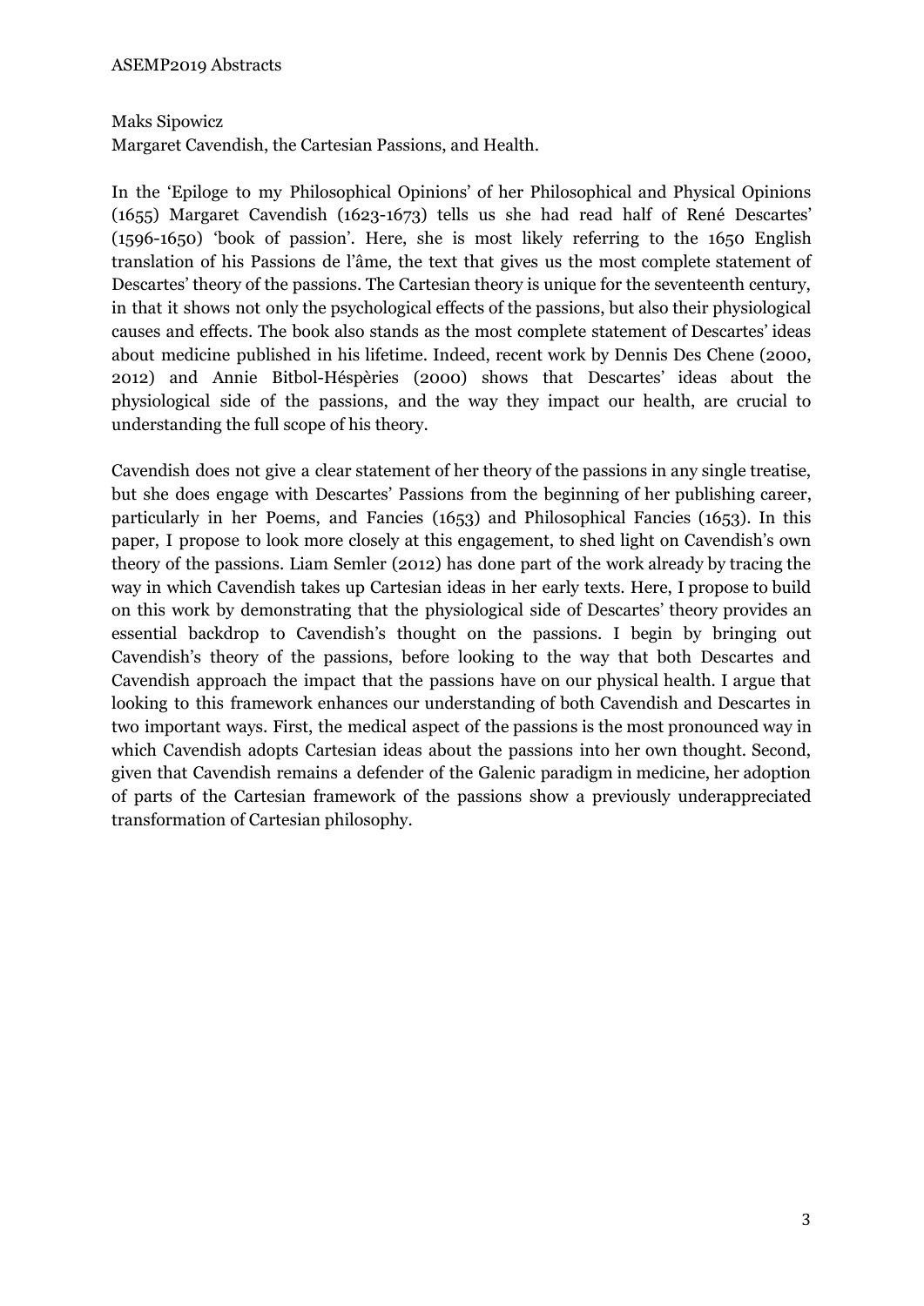Maks Sipowicz

Margaret Cavendish, the Cartesian Passions, and Health.

In the 'Epiloge to my Philosophical Opinions' of her Philosophical and Physical Opinions (1655) Margaret Cavendish (1623-1673) tells us she had read half of René Descartes' (1596-1650) 'book of passion'. Here, she is most likely referring to the 1650 English translation of his Passions de l'âme, the text that gives us the most complete statement of Descartes' theory of the passions. The Cartesian theory is unique for the seventeenth century, in that it shows not only the psychological effects of the passions, but also their physiological causes and effects. The book also stands as the most complete statement of Descartes' ideas about medicine published in his lifetime. Indeed, recent work by Dennis Des Chene (2000, 2012) and Annie Bitbol-Héspèries (2000) shows that Descartes' ideas about the physiological side of the passions, and the way they impact our health, are crucial to understanding the full scope of his theory.

Cavendish does not give a clear statement of her theory of the passions in any single treatise, but she does engage with Descartes' Passions from the beginning of her publishing career, particularly in her Poems, and Fancies (1653) and Philosophical Fancies (1653). In this paper, I propose to look more closely at this engagement, to shed light on Cavendish's own theory of the passions. Liam Semler (2012) has done part of the work already by tracing the way in which Cavendish takes up Cartesian ideas in her early texts. Here, I propose to build on this work by demonstrating that the physiological side of Descartes' theory provides an essential backdrop to Cavendish's thought on the passions. I begin by bringing out Cavendish's theory of the passions, before looking to the way that both Descartes and Cavendish approach the impact that the passions have on our physical health. I argue that looking to this framework enhances our understanding of both Cavendish and Descartes in two important ways. First, the medical aspect of the passions is the most pronounced way in which Cavendish adopts Cartesian ideas about the passions into her own thought. Second, given that Cavendish remains a defender of the Galenic paradigm in medicine, her adoption of parts of the Cartesian framework of the passions show a previously underappreciated transformation of Cartesian philosophy.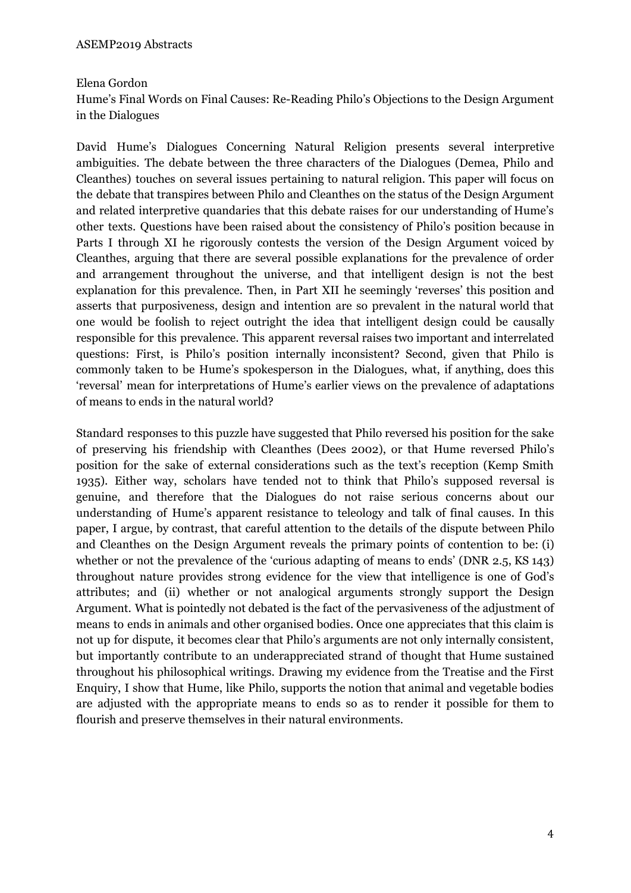Elena Gordon

Hume's Final Words on Final Causes: Re-Reading Philo's Objections to the Design Argument in the Dialogues

David Hume's Dialogues Concerning Natural Religion presents several interpretive ambiguities. The debate between the three characters of the Dialogues (Demea, Philo and Cleanthes) touches on several issues pertaining to natural religion. This paper will focus on the debate that transpires between Philo and Cleanthes on the status of the Design Argument and related interpretive quandaries that this debate raises for our understanding of Hume's other texts. Questions have been raised about the consistency of Philo's position because in Parts I through XI he rigorously contests the version of the Design Argument voiced by Cleanthes, arguing that there are several possible explanations for the prevalence of order and arrangement throughout the universe, and that intelligent design is not the best explanation for this prevalence. Then, in Part XII he seemingly 'reverses' this position and asserts that purposiveness, design and intention are so prevalent in the natural world that one would be foolish to reject outright the idea that intelligent design could be causally responsible for this prevalence. This apparent reversal raises two important and interrelated questions: First, is Philo's position internally inconsistent? Second, given that Philo is commonly taken to be Hume's spokesperson in the Dialogues, what, if anything, does this 'reversal' mean for interpretations of Hume's earlier views on the prevalence of adaptations of means to ends in the natural world?

Standard responses to this puzzle have suggested that Philo reversed his position for the sake of preserving his friendship with Cleanthes (Dees 2002), or that Hume reversed Philo's position for the sake of external considerations such as the text's reception (Kemp Smith 1935). Either way, scholars have tended not to think that Philo's supposed reversal is genuine, and therefore that the Dialogues do not raise serious concerns about our understanding of Hume's apparent resistance to teleology and talk of final causes. In this paper, I argue, by contrast, that careful attention to the details of the dispute between Philo and Cleanthes on the Design Argument reveals the primary points of contention to be: (i) whether or not the prevalence of the 'curious adapting of means to ends' (DNR 2.5, KS 143) throughout nature provides strong evidence for the view that intelligence is one of God's attributes; and (ii) whether or not analogical arguments strongly support the Design Argument. What is pointedly not debated is the fact of the pervasiveness of the adjustment of means to ends in animals and other organised bodies. Once one appreciates that this claim is not up for dispute, it becomes clear that Philo's arguments are not only internally consistent, but importantly contribute to an underappreciated strand of thought that Hume sustained throughout his philosophical writings. Drawing my evidence from the Treatise and the First Enquiry, I show that Hume, like Philo, supports the notion that animal and vegetable bodies are adjusted with the appropriate means to ends so as to render it possible for them to flourish and preserve themselves in their natural environments.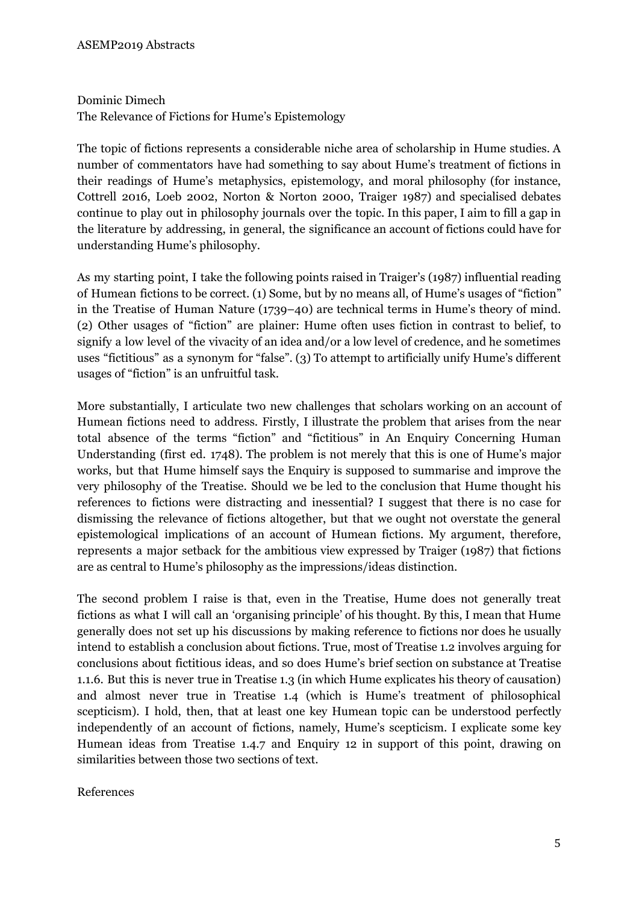Dominic Dimech

The Relevance of Fictions for Hume's Epistemology

The topic of fictions represents a considerable niche area of scholarship in Hume studies. A number of commentators have had something to say about Hume's treatment of fictions in their readings of Hume's metaphysics, epistemology, and moral philosophy (for instance, Cottrell 2016, Loeb 2002, Norton & Norton 2000, Traiger 1987) and specialised debates continue to play out in philosophy journals over the topic. In this paper, I aim to fill a gap in the literature by addressing, in general, the significance an account of fictions could have for understanding Hume's philosophy.

As my starting point, I take the following points raised in Traiger's (1987) influential reading of Humean fictions to be correct. (1) Some, but by no means all, of Hume's usages of "fiction" in the Treatise of Human Nature (1739–40) are technical terms in Hume's theory of mind. (2) Other usages of "fiction" are plainer: Hume often uses fiction in contrast to belief, to signify a low level of the vivacity of an idea and/or a low level of credence, and he sometimes uses "fictitious" as a synonym for "false". (3) To attempt to artificially unify Hume's different usages of "fiction" is an unfruitful task.

More substantially, I articulate two new challenges that scholars working on an account of Humean fictions need to address. Firstly, I illustrate the problem that arises from the near total absence of the terms "fiction" and "fictitious" in An Enquiry Concerning Human Understanding (first ed. 1748). The problem is not merely that this is one of Hume's major works, but that Hume himself says the Enquiry is supposed to summarise and improve the very philosophy of the Treatise. Should we be led to the conclusion that Hume thought his references to fictions were distracting and inessential? I suggest that there is no case for dismissing the relevance of fictions altogether, but that we ought not overstate the general epistemological implications of an account of Humean fictions. My argument, therefore, represents a major setback for the ambitious view expressed by Traiger (1987) that fictions are as central to Hume's philosophy as the impressions/ideas distinction.

The second problem I raise is that, even in the Treatise, Hume does not generally treat fictions as what I will call an 'organising principle' of his thought. By this, I mean that Hume generally does not set up his discussions by making reference to fictions nor does he usually intend to establish a conclusion about fictions. True, most of Treatise 1.2 involves arguing for conclusions about fictitious ideas, and so does Hume's brief section on substance at Treatise 1.1.6. But this is never true in Treatise 1.3 (in which Hume explicates his theory of causation) and almost never true in Treatise 1.4 (which is Hume's treatment of philosophical scepticism). I hold, then, that at least one key Humean topic can be understood perfectly independently of an account of fictions, namely, Hume's scepticism. I explicate some key Humean ideas from Treatise 1.4.7 and Enquiry 12 in support of this point, drawing on similarities between those two sections of text.

References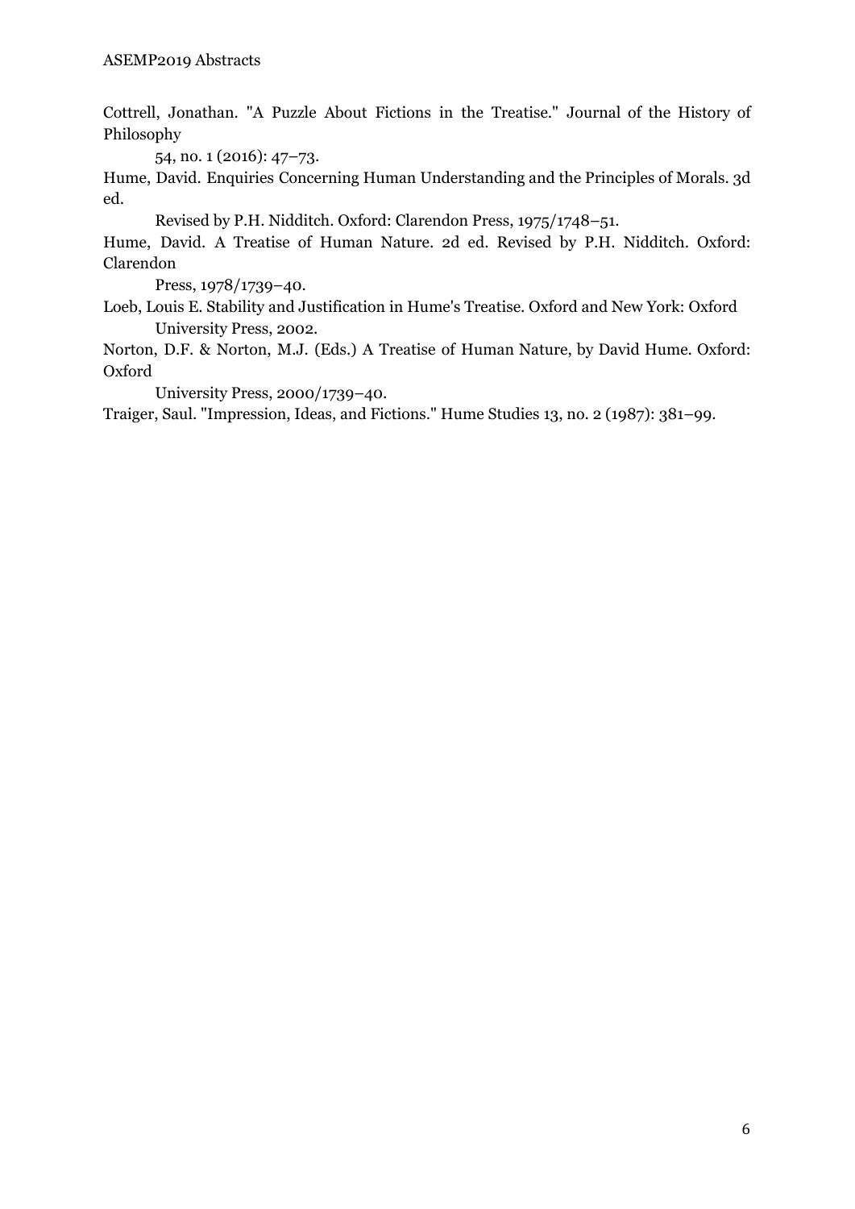Cottrell, Jonathan. "A Puzzle About Fictions in the Treatise." Journal of the History of Philosophy 54, no. 1 (2016): 47–73.

Hume, David. Enquiries Concerning Human Understanding and the Principles of Morals. 3d ed. Revised by P.H. Nidditch. Oxford: Clarendon Press, 1975/1748–51.

Hume, David. A Treatise of Human Nature. 2d ed. Revised by P.H. Nidditch. Oxford: Clarendon Press, 1978/1739–40.

Loeb, Louis E. Stability and Justification in Hume's Treatise. Oxford and New York: Oxford University Press, 2002.

Norton, D.F. & Norton, M.J. (Eds.) A Treatise of Human Nature, by David Hume. Oxford: Oxford University Press, 2000/1739–40.

Traiger, Saul. "Impression, Ideas, and Fictions." Hume Studies 13, no. 2 (1987): 381–99.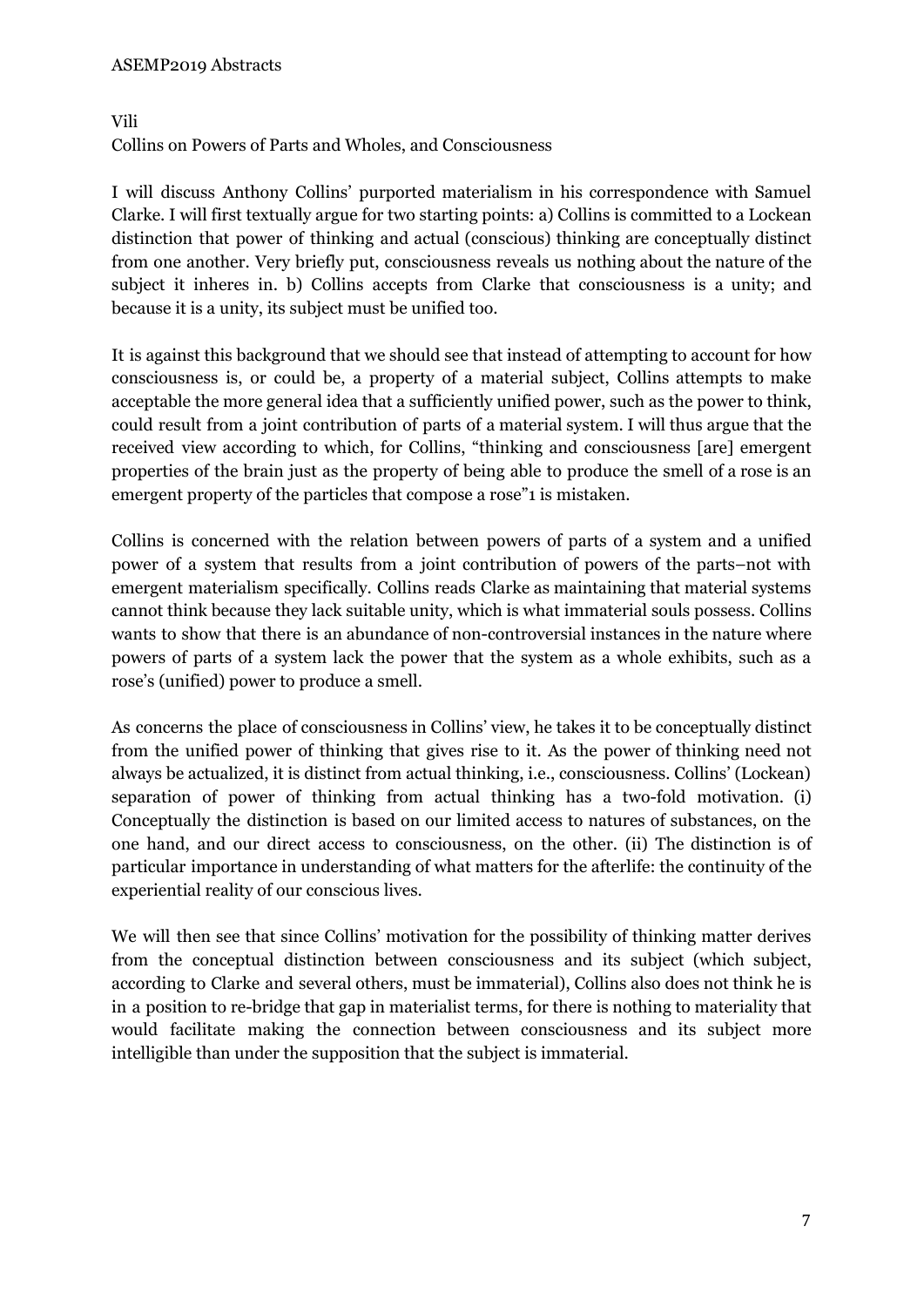Vili

Collins on Powers of Parts and Wholes, and Consciousness

I will discuss Anthony Collins' purported materialism in his correspondence with Samuel Clarke. I will first textually argue for two starting points: a) Collins is committed to a Lockean distinction that power of thinking and actual (conscious) thinking are conceptually distinct from one another. Very briefly put, consciousness reveals us nothing about the nature of the subject it inheres in. b) Collins accepts from Clarke that consciousness is a unity; and because it is a unity, its subject must be unified too.

It is against this background that we should see that instead of attempting to account for how consciousness is, or could be, a property of a material subject, Collins attempts to make acceptable the more general idea that a sufficiently unified power, such as the power to think, could result from a joint contribution of parts of a material system. I will thus argue that the received view according to which, for Collins, "thinking and consciousness [are] emergent properties of the brain just as the property of being able to produce the smell of a rose is an emergent property of the particles that compose a rose"[1] is mistaken.

Collins is concerned with the relation between powers of parts of a system and a unified power of a system that results from a joint contribution of powers of the parts–not with emergent materialism specifically. Collins reads Clarke as maintaining that material systems cannot think because they lack suitable unity, which is what immaterial souls possess. Collins wants to show that there is an abundance of non-controversial instances in the nature where powers of parts of a system lack the power that the system as a whole exhibits, such as a rose's (unified) power to produce a smell.

As concerns the place of consciousness in Collins' view, he takes it to be conceptually distinct from the unified power of thinking that gives rise to it. As the power of thinking need not always be actualized, it is distinct from actual thinking, i.e., consciousness. Collins' (Lockean) separation of power of thinking from actual thinking has a two-fold motivation. (i) Conceptually the distinction is based on our limited access to natures of substances, on the one hand, and our direct access to consciousness, on the other. (ii) The distinction is of particular importance in understanding of what matters for the afterlife: the continuity of the experiential reality of our conscious lives.

We will then see that since Collins' motivation for the possibility of thinking matter derives from the conceptual distinction between consciousness and its subject (which subject, according to Clarke and several others, must be immaterial), Collins also does not think he is in a position to re-bridge that gap in materialist terms, for there is nothing to materiality that would facilitate making the connection between consciousness and its subject more intelligible than under the supposition that the subject is immaterial.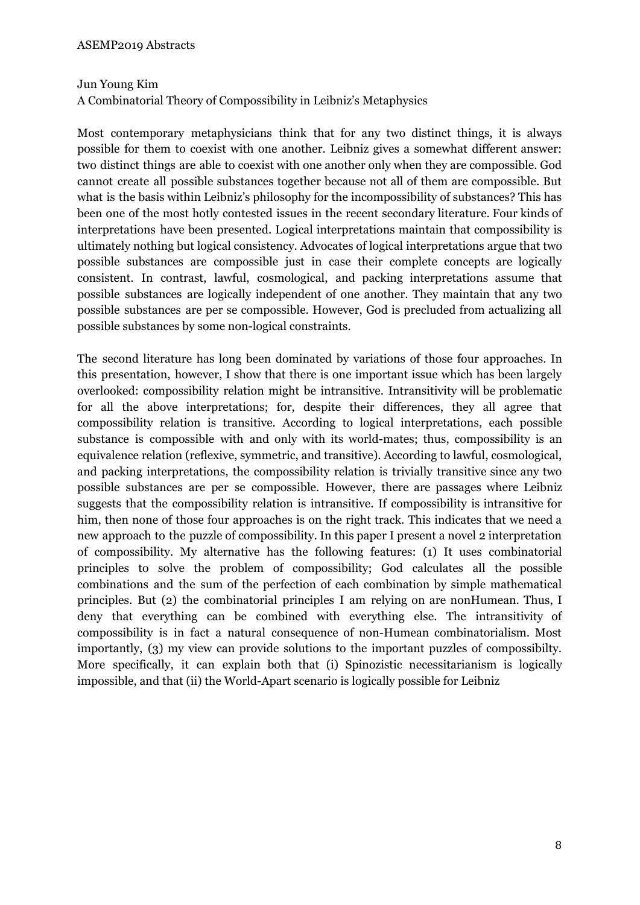Jun Young Kim

A Combinatorial Theory of Compossibility in Leibniz's Metaphysics

Most contemporary metaphysicians think that for any two distinct things, it is always possible for them to coexist with one another. Leibniz gives a somewhat different answer: two distinct things are able to coexist with one another only when they are compossible. God cannot create all possible substances together because not all of them are compossible. But what is the basis within Leibniz's philosophy for the incompossibility of substances? This has been one of the most hotly contested issues in the recent secondary literature. Four kinds of interpretations have been presented. Logical interpretations maintain that compossibility is ultimately nothing but logical consistency. Advocates of logical interpretations argue that two possible substances are compossible just in case their complete concepts are logically consistent. In contrast, lawful, cosmological, and packing interpretations assume that possible substances are logically independent of one another. They maintain that any two possible substances are per se compossible. However, God is precluded from actualizing all possible substances by some non-logical constraints.

The second literature has long been dominated by variations of those four approaches. In this presentation, however, I show that there is one important issue which has been largely overlooked: compossibility relation might be intransitive. Intransitivity will be problematic for all the above interpretations; for, despite their differences, they all agree that compossibility relation is transitive. According to logical interpretations, each possible substance is compossible with and only with its world-mates; thus, compossibility is an equivalence relation (reflexive, symmetric, and transitive). According to lawful, cosmological, and packing interpretations, the compossibility relation is trivially transitive since any two possible substances are per se compossible. However, there are passages where Leibniz suggests that the compossibility relation is intransitive. If compossibility is intransitive for him, then none of those four approaches is on the right track. This indicates that we need a new approach to the puzzle of compossibility. In this paper I present a novel 2 interpretation of compossibility. My alternative has the following features: (1) It uses combinatorial principles to solve the problem of compossibility; God calculates all the possible combinations and the sum of the perfection of each combination by simple mathematical principles. But (2) the combinatorial principles I am relying on are nonHumean. Thus, I deny that everything can be combined with everything else. The intransitivity of compossibility is in fact a natural consequence of non-Humean combinatorialism. Most importantly, (3) my view can provide solutions to the important puzzles of compossibilty. More specifically, it can explain both that (i) Spinozistic necessitarianism is logically impossible, and that (ii) the World-Apart scenario is logically possible for Leibniz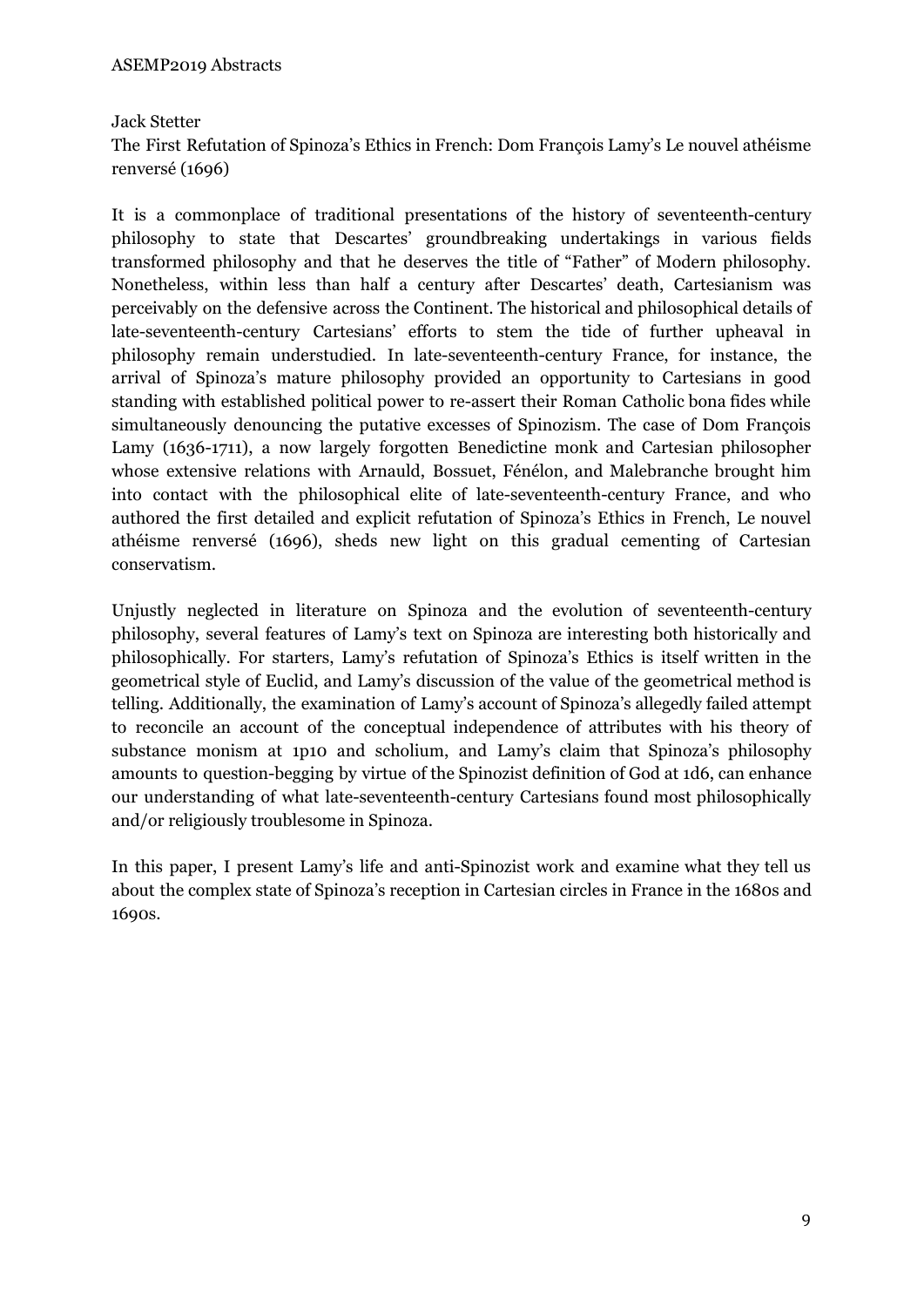Jack Stetter

The First Refutation of Spinoza's Ethics in French: Dom François Lamy's Le nouvel athéisme renversé (1696)

It is a commonplace of traditional presentations of the history of seventeenth-century philosophy to state that Descartes' groundbreaking undertakings in various fields transformed philosophy and that he deserves the title of "Father" of Modern philosophy. Nonetheless, within less than half a century after Descartes' death, Cartesianism was perceivably on the defensive across the Continent. The historical and philosophical details of late-seventeenth-century Cartesians' efforts to stem the tide of further upheaval in philosophy remain understudied. In late-seventeenth-century France, for instance, the arrival of Spinoza's mature philosophy provided an opportunity to Cartesians in good standing with established political power to re-assert their Roman Catholic bona fides while simultaneously denouncing the putative excesses of Spinozism. The case of Dom François Lamy (1636-1711), a now largely forgotten Benedictine monk and Cartesian philosopher whose extensive relations with Arnauld, Bossuet, Fénélon, and Malebranche brought him into contact with the philosophical elite of late-seventeenth-century France, and who authored the first detailed and explicit refutation of Spinoza's Ethics in French, Le nouvel athéisme renversé (1696), sheds new light on this gradual cementing of Cartesian conservatism.

Unjustly neglected in literature on Spinoza and the evolution of seventeenth-century philosophy, several features of Lamy's text on Spinoza are interesting both historically and philosophically. For starters, Lamy's refutation of Spinoza's Ethics is itself written in the geometrical style of Euclid, and Lamy's discussion of the value of the geometrical method is telling. Additionally, the examination of Lamy's account of Spinoza's allegedly failed attempt to reconcile an account of the conceptual independence of attributes with his theory of substance monism at 1p10 and scholium, and Lamy's claim that Spinoza's philosophy amounts to question-begging by virtue of the Spinozist definition of God at 1d6, can enhance our understanding of what late-seventeenth-century Cartesians found most philosophically and/or religiously troublesome in Spinoza.

In this paper, I present Lamy's life and anti-Spinozist work and examine what they tell us about the complex state of Spinoza's reception in Cartesian circles in France in the 1680s and 1690s.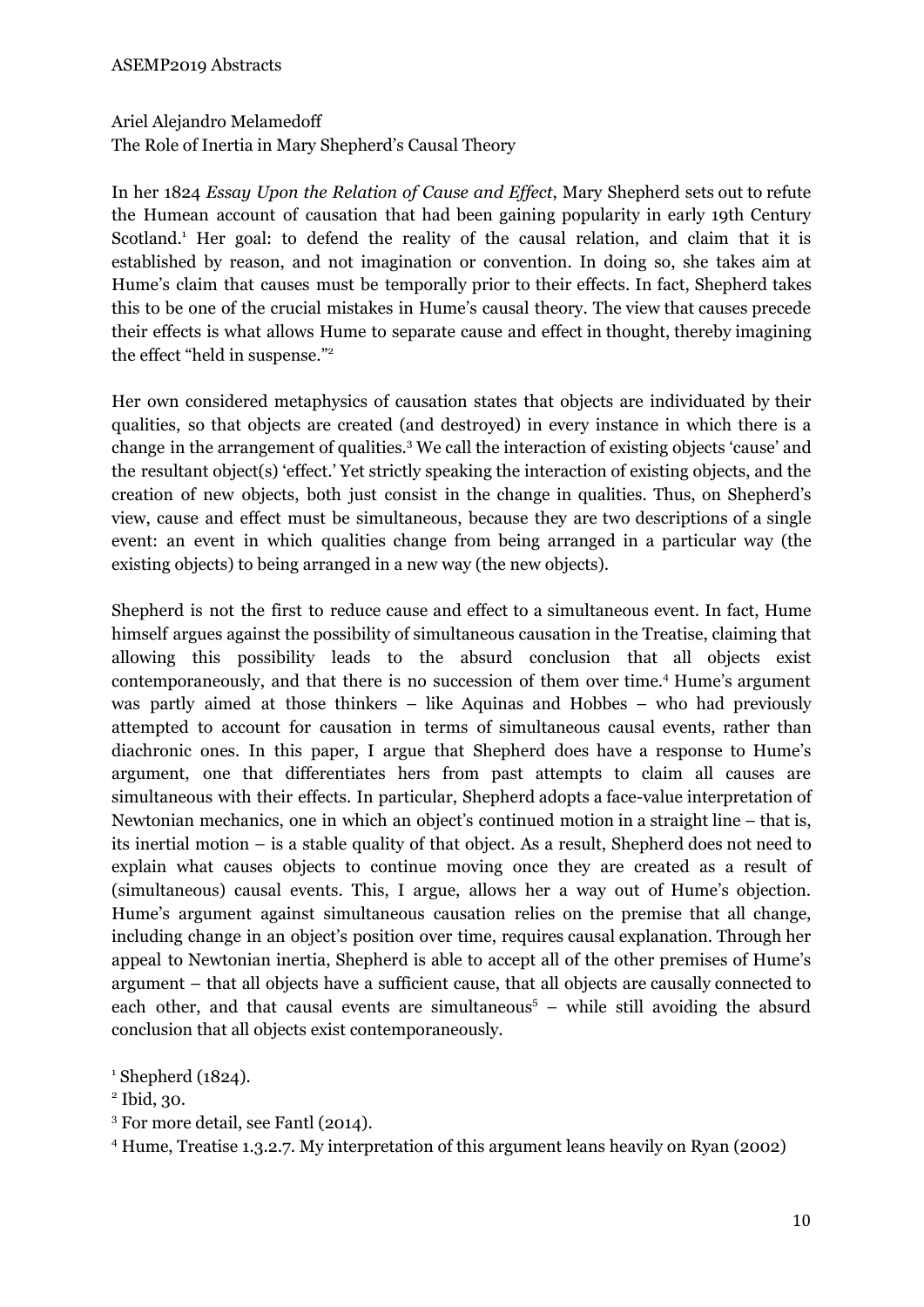Ariel Alejandro Melamedoff
The Role of Inertia in Mary Shepherd's Causal Theory

In her 1824 *Essay Upon the Relation of Cause and Effect*, Mary Shepherd sets out to refute the Humean account of causation that had been gaining popularity in early 19th Century Scotland.[1] Her goal: to defend the reality of the causal relation, and claim that it is established by reason, and not imagination or convention. In doing so, she takes aim at Hume's claim that causes must be temporally prior to their effects. In fact, Shepherd takes this to be one of the crucial mistakes in Hume's causal theory. The view that causes precede their effects is what allows Hume to separate cause and effect in thought, thereby imagining the effect "held in suspense."[2]

Her own considered metaphysics of causation states that objects are individuated by their qualities, so that objects are created (and destroyed) in every instance in which there is a change in the arrangement of qualities.[3] We call the interaction of existing objects 'cause' and the resultant object(s) 'effect.' Yet strictly speaking the interaction of existing objects, and the creation of new objects, both just consist in the change in qualities. Thus, on Shepherd's view, cause and effect must be simultaneous, because they are two descriptions of a single event: an event in which qualities change from being arranged in a particular way (the existing objects) to being arranged in a new way (the new objects).

Shepherd is not the first to reduce cause and effect to a simultaneous event. In fact, Hume himself argues against the possibility of simultaneous causation in the Treatise, claiming that allowing this possibility leads to the absurd conclusion that all objects exist contemporaneously, and that there is no succession of them over time.[4] Hume's argument was partly aimed at those thinkers – like Aquinas and Hobbes – who had previously attempted to account for causation in terms of simultaneous causal events, rather than diachronic ones. In this paper, I argue that Shepherd does have a response to Hume's argument, one that differentiates hers from past attempts to claim all causes are simultaneous with their effects. In particular, Shepherd adopts a face-value interpretation of Newtonian mechanics, one in which an object's continued motion in a straight line – that is, its inertial motion – is a stable quality of that object. As a result, Shepherd does not need to explain what causes objects to continue moving once they are created as a result of (simultaneous) causal events. This, I argue, allows her a way out of Hume's objection. Hume's argument against simultaneous causation relies on the premise that all change, including change in an object's position over time, requires causal explanation. Through her appeal to Newtonian inertia, Shepherd is able to accept all of the other premises of Hume's argument – that all objects have a sufficient cause, that all objects are causally connected to each other, and that causal events are simultaneous[5] – while still avoiding the absurd conclusion that all objects exist contemporaneously.

[1] Shepherd (1824).

[2] Ibid, 30.

[3] For more detail, see Fantl (2014).

[4] Hume, Treatise 1.3.2.7. My interpretation of this argument leans heavily on Ryan (2002)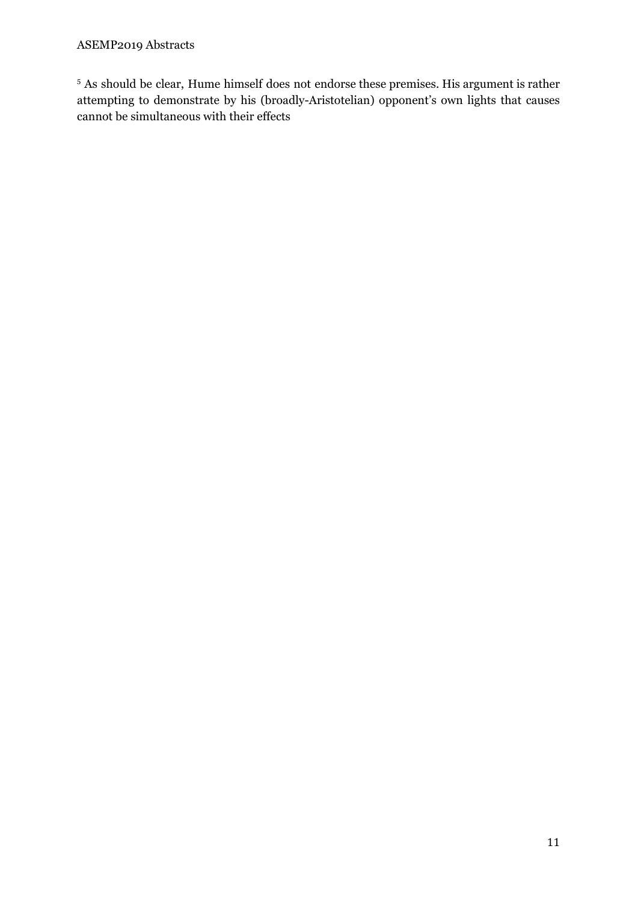[5] As should be clear, Hume himself does not endorse these premises. His argument is rather attempting to demonstrate by his (broadly-Aristotelian) opponent's own lights that causes cannot be simultaneous with their effects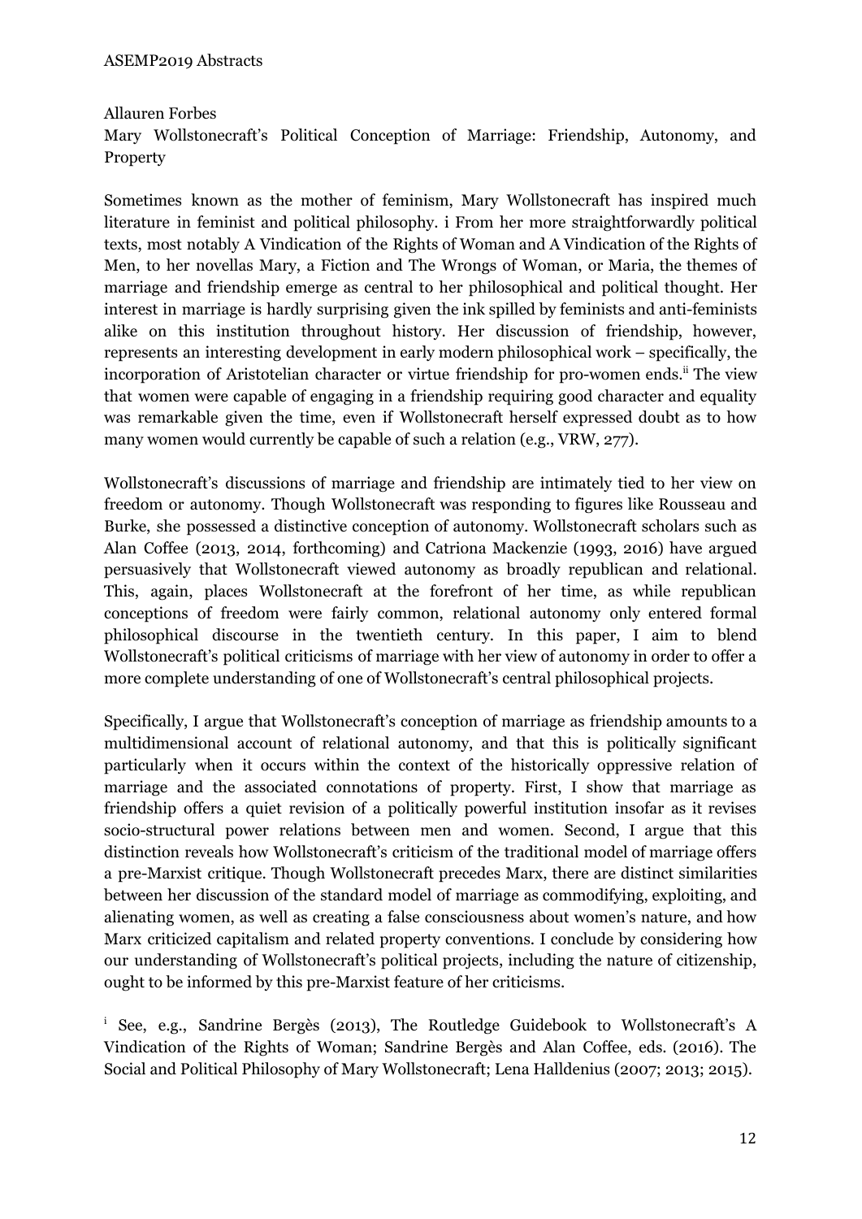Allauren Forbes

Mary Wollstonecraft's Political Conception of Marriage: Friendship, Autonomy, and Property

Sometimes known as the mother of feminism, Mary Wollstonecraft has inspired much literature in feminist and political philosophy. [i] From her more straightforwardly political texts, most notably A Vindication of the Rights of Woman and A Vindication of the Rights of Men, to her novellas Mary, a Fiction and The Wrongs of Woman, or Maria, the themes of marriage and friendship emerge as central to her philosophical and political thought. Her interest in marriage is hardly surprising given the ink spilled by feminists and anti-feminists alike on this institution throughout history. Her discussion of friendship, however, represents an interesting development in early modern philosophical work – specifically, the incorporation of Aristotelian character or virtue friendship for pro-women ends.[ii] The view that women were capable of engaging in a friendship requiring good character and equality was remarkable given the time, even if Wollstonecraft herself expressed doubt as to how many women would currently be capable of such a relation (e.g., VRW, 277).

Wollstonecraft's discussions of marriage and friendship are intimately tied to her view on freedom or autonomy. Though Wollstonecraft was responding to figures like Rousseau and Burke, she possessed a distinctive conception of autonomy. Wollstonecraft scholars such as Alan Coffee (2013, 2014, forthcoming) and Catriona Mackenzie (1993, 2016) have argued persuasively that Wollstonecraft viewed autonomy as broadly republican and relational. This, again, places Wollstonecraft at the forefront of her time, as while republican conceptions of freedom were fairly common, relational autonomy only entered formal philosophical discourse in the twentieth century. In this paper, I aim to blend Wollstonecraft's political criticisms of marriage with her view of autonomy in order to offer a more complete understanding of one of Wollstonecraft's central philosophical projects.

Specifically, I argue that Wollstonecraft's conception of marriage as friendship amounts to a multidimensional account of relational autonomy, and that this is politically significant particularly when it occurs within the context of the historically oppressive relation of marriage and the associated connotations of property. First, I show that marriage as friendship offers a quiet revision of a politically powerful institution insofar as it revises socio-structural power relations between men and women. Second, I argue that this distinction reveals how Wollstonecraft's criticism of the traditional model of marriage offers a pre-Marxist critique. Though Wollstonecraft precedes Marx, there are distinct similarities between her discussion of the standard model of marriage as commodifying, exploiting, and alienating women, as well as creating a false consciousness about women's nature, and how Marx criticized capitalism and related property conventions. I conclude by considering how our understanding of Wollstonecraft's political projects, including the nature of citizenship, ought to be informed by this pre-Marxist feature of her criticisms.

[i] See, e.g., Sandrine Bergès (2013), The Routledge Guidebook to Wollstonecraft's A Vindication of the Rights of Woman; Sandrine Bergès and Alan Coffee, eds. (2016). The Social and Political Philosophy of Mary Wollstonecraft; Lena Halldenius (2007; 2013; 2015).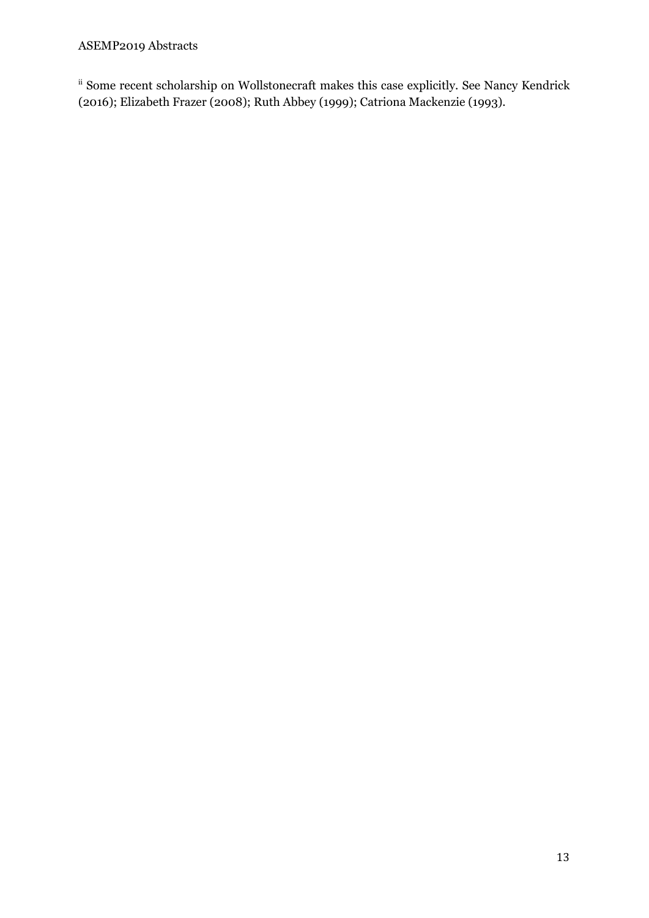[ii] Some recent scholarship on Wollstonecraft makes this case explicitly. See Nancy Kendrick (2016); Elizabeth Frazer (2008); Ruth Abbey (1999); Catriona Mackenzie (1993).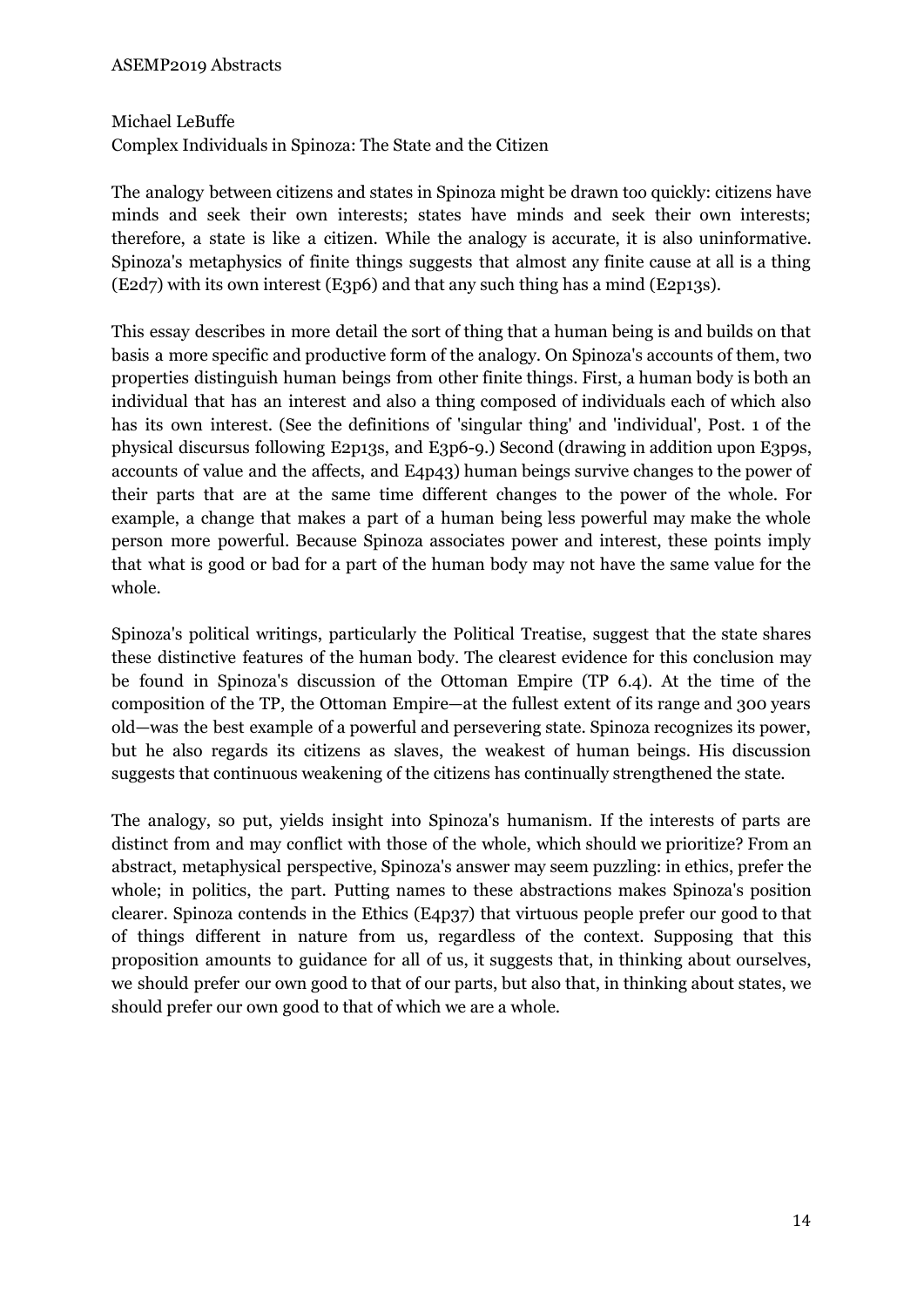Michael LeBuffe

Complex Individuals in Spinoza: The State and the Citizen

The analogy between citizens and states in Spinoza might be drawn too quickly: citizens have minds and seek their own interests; states have minds and seek their own interests; therefore, a state is like a citizen. While the analogy is accurate, it is also uninformative. Spinoza's metaphysics of finite things suggests that almost any finite cause at all is a thing (E2d7) with its own interest (E3p6) and that any such thing has a mind (E2p13s).

This essay describes in more detail the sort of thing that a human being is and builds on that basis a more specific and productive form of the analogy. On Spinoza's accounts of them, two properties distinguish human beings from other finite things. First, a human body is both an individual that has an interest and also a thing composed of individuals each of which also has its own interest. (See the definitions of 'singular thing' and 'individual', Post. 1 of the physical discursus following E2p13s, and E3p6-9.) Second (drawing in addition upon E3p9s, accounts of value and the affects, and E4p43) human beings survive changes to the power of their parts that are at the same time different changes to the power of the whole. For example, a change that makes a part of a human being less powerful may make the whole person more powerful. Because Spinoza associates power and interest, these points imply that what is good or bad for a part of the human body may not have the same value for the whole.

Spinoza's political writings, particularly the Political Treatise, suggest that the state shares these distinctive features of the human body. The clearest evidence for this conclusion may be found in Spinoza's discussion of the Ottoman Empire (TP 6.4). At the time of the composition of the TP, the Ottoman Empire—at the fullest extent of its range and 300 years old—was the best example of a powerful and persevering state. Spinoza recognizes its power, but he also regards its citizens as slaves, the weakest of human beings. His discussion suggests that continuous weakening of the citizens has continually strengthened the state.

The analogy, so put, yields insight into Spinoza's humanism. If the interests of parts are distinct from and may conflict with those of the whole, which should we prioritize? From an abstract, metaphysical perspective, Spinoza's answer may seem puzzling: in ethics, prefer the whole; in politics, the part. Putting names to these abstractions makes Spinoza's position clearer. Spinoza contends in the Ethics (E4p37) that virtuous people prefer our good to that of things different in nature from us, regardless of the context. Supposing that this proposition amounts to guidance for all of us, it suggests that, in thinking about ourselves, we should prefer our own good to that of our parts, but also that, in thinking about states, we should prefer our own good to that of which we are a whole.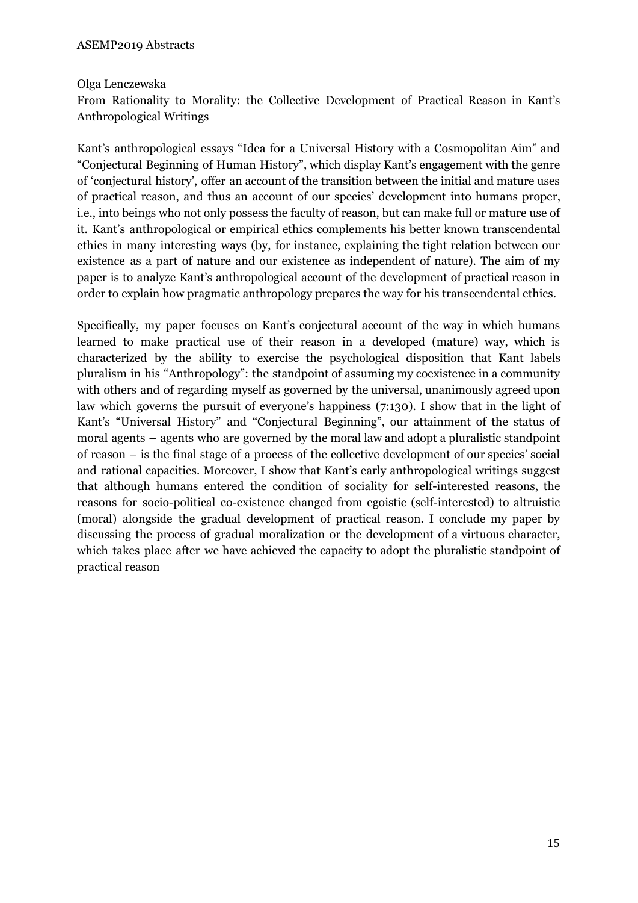Olga Lenczewska

From Rationality to Morality: the Collective Development of Practical Reason in Kant's Anthropological Writings

Kant's anthropological essays "Idea for a Universal History with a Cosmopolitan Aim" and "Conjectural Beginning of Human History", which display Kant's engagement with the genre of 'conjectural history', offer an account of the transition between the initial and mature uses of practical reason, and thus an account of our species' development into humans proper, i.e., into beings who not only possess the faculty of reason, but can make full or mature use of it. Kant's anthropological or empirical ethics complements his better known transcendental ethics in many interesting ways (by, for instance, explaining the tight relation between our existence as a part of nature and our existence as independent of nature). The aim of my paper is to analyze Kant's anthropological account of the development of practical reason in order to explain how pragmatic anthropology prepares the way for his transcendental ethics.

Specifically, my paper focuses on Kant's conjectural account of the way in which humans learned to make practical use of their reason in a developed (mature) way, which is characterized by the ability to exercise the psychological disposition that Kant labels pluralism in his "Anthropology": the standpoint of assuming my coexistence in a community with others and of regarding myself as governed by the universal, unanimously agreed upon law which governs the pursuit of everyone's happiness (7:130). I show that in the light of Kant's "Universal History" and "Conjectural Beginning", our attainment of the status of moral agents – agents who are governed by the moral law and adopt a pluralistic standpoint of reason – is the final stage of a process of the collective development of our species' social and rational capacities. Moreover, I show that Kant's early anthropological writings suggest that although humans entered the condition of sociality for self-interested reasons, the reasons for socio-political co-existence changed from egoistic (self-interested) to altruistic (moral) alongside the gradual development of practical reason. I conclude my paper by discussing the process of gradual moralization or the development of a virtuous character, which takes place after we have achieved the capacity to adopt the pluralistic standpoint of practical reason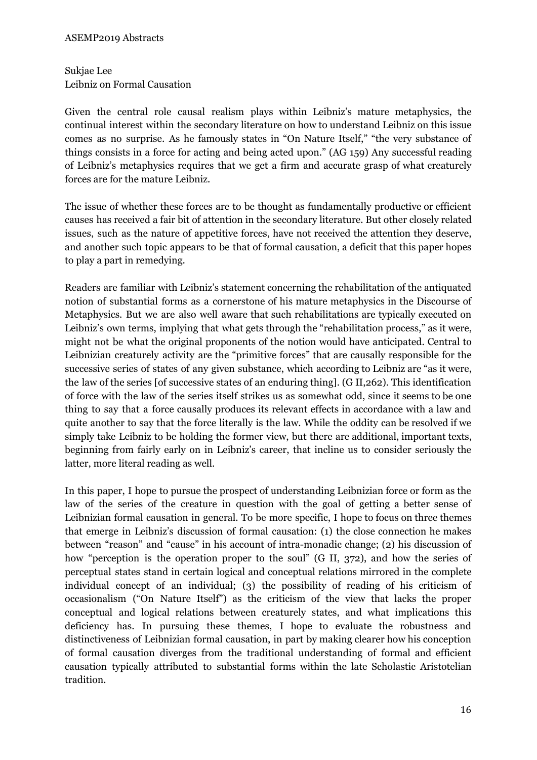Sukjae Lee
Leibniz on Formal Causation

Given the central role causal realism plays within Leibniz's mature metaphysics, the continual interest within the secondary literature on how to understand Leibniz on this issue comes as no surprise. As he famously states in "On Nature Itself," "the very substance of things consists in a force for acting and being acted upon." (AG 159) Any successful reading of Leibniz's metaphysics requires that we get a firm and accurate grasp of what creaturely forces are for the mature Leibniz.

The issue of whether these forces are to be thought as fundamentally productive or efficient causes has received a fair bit of attention in the secondary literature. But other closely related issues, such as the nature of appetitive forces, have not received the attention they deserve, and another such topic appears to be that of formal causation, a deficit that this paper hopes to play a part in remedying.

Readers are familiar with Leibniz's statement concerning the rehabilitation of the antiquated notion of substantial forms as a cornerstone of his mature metaphysics in the Discourse of Metaphysics. But we are also well aware that such rehabilitations are typically executed on Leibniz's own terms, implying that what gets through the "rehabilitation process," as it were, might not be what the original proponents of the notion would have anticipated. Central to Leibnizian creaturely activity are the "primitive forces" that are causally responsible for the successive series of states of any given substance, which according to Leibniz are "as it were, the law of the series [of successive states of an enduring thing]. (G II,262). This identification of force with the law of the series itself strikes us as somewhat odd, since it seems to be one thing to say that a force causally produces its relevant effects in accordance with a law and quite another to say that the force literally is the law. While the oddity can be resolved if we simply take Leibniz to be holding the former view, but there are additional, important texts, beginning from fairly early on in Leibniz's career, that incline us to consider seriously the latter, more literal reading as well.

In this paper, I hope to pursue the prospect of understanding Leibnizian force or form as the law of the series of the creature in question with the goal of getting a better sense of Leibnizian formal causation in general. To be more specific, I hope to focus on three themes that emerge in Leibniz's discussion of formal causation: (1) the close connection he makes between "reason" and "cause" in his account of intra-monadic change; (2) his discussion of how "perception is the operation proper to the soul" (G II, 372), and how the series of perceptual states stand in certain logical and conceptual relations mirrored in the complete individual concept of an individual; (3) the possibility of reading of his criticism of occasionalism ("On Nature Itself") as the criticism of the view that lacks the proper conceptual and logical relations between creaturely states, and what implications this deficiency has. In pursuing these themes, I hope to evaluate the robustness and distinctiveness of Leibnizian formal causation, in part by making clearer how his conception of formal causation diverges from the traditional understanding of formal and efficient causation typically attributed to substantial forms within the late Scholastic Aristotelian tradition.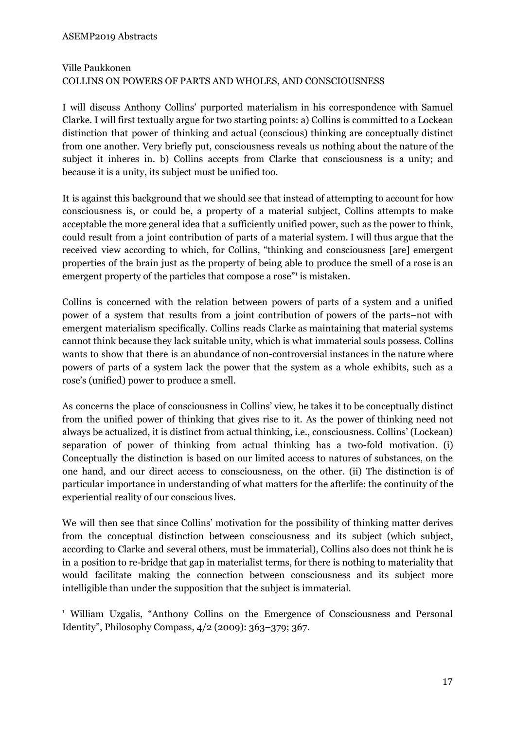Ville Paukkonen

COLLINS ON POWERS OF PARTS AND WHOLES, AND CONSCIOUSNESS

I will discuss Anthony Collins' purported materialism in his correspondence with Samuel Clarke. I will first textually argue for two starting points: a) Collins is committed to a Lockean distinction that power of thinking and actual (conscious) thinking are conceptually distinct from one another. Very briefly put, consciousness reveals us nothing about the nature of the subject it inheres in. b) Collins accepts from Clarke that consciousness is a unity; and because it is a unity, its subject must be unified too.

It is against this background that we should see that instead of attempting to account for how consciousness is, or could be, a property of a material subject, Collins attempts to make acceptable the more general idea that a sufficiently unified power, such as the power to think, could result from a joint contribution of parts of a material system. I will thus argue that the received view according to which, for Collins, "thinking and consciousness [are] emergent properties of the brain just as the property of being able to produce the smell of a rose is an emergent property of the particles that compose a rose"[1] is mistaken.

Collins is concerned with the relation between powers of parts of a system and a unified power of a system that results from a joint contribution of powers of the parts–not with emergent materialism specifically. Collins reads Clarke as maintaining that material systems cannot think because they lack suitable unity, which is what immaterial souls possess. Collins wants to show that there is an abundance of non-controversial instances in the nature where powers of parts of a system lack the power that the system as a whole exhibits, such as a rose's (unified) power to produce a smell.

As concerns the place of consciousness in Collins' view, he takes it to be conceptually distinct from the unified power of thinking that gives rise to it. As the power of thinking need not always be actualized, it is distinct from actual thinking, i.e., consciousness. Collins' (Lockean) separation of power of thinking from actual thinking has a two-fold motivation. (i) Conceptually the distinction is based on our limited access to natures of substances, on the one hand, and our direct access to consciousness, on the other. (ii) The distinction is of particular importance in understanding of what matters for the afterlife: the continuity of the experiential reality of our conscious lives.

We will then see that since Collins' motivation for the possibility of thinking matter derives from the conceptual distinction between consciousness and its subject (which subject, according to Clarke and several others, must be immaterial), Collins also does not think he is in a position to re-bridge that gap in materialist terms, for there is nothing to materiality that would facilitate making the connection between consciousness and its subject more intelligible than under the supposition that the subject is immaterial.

[1] William Uzgalis, "Anthony Collins on the Emergence of Consciousness and Personal Identity", Philosophy Compass, 4/2 (2009): 363–379; 367.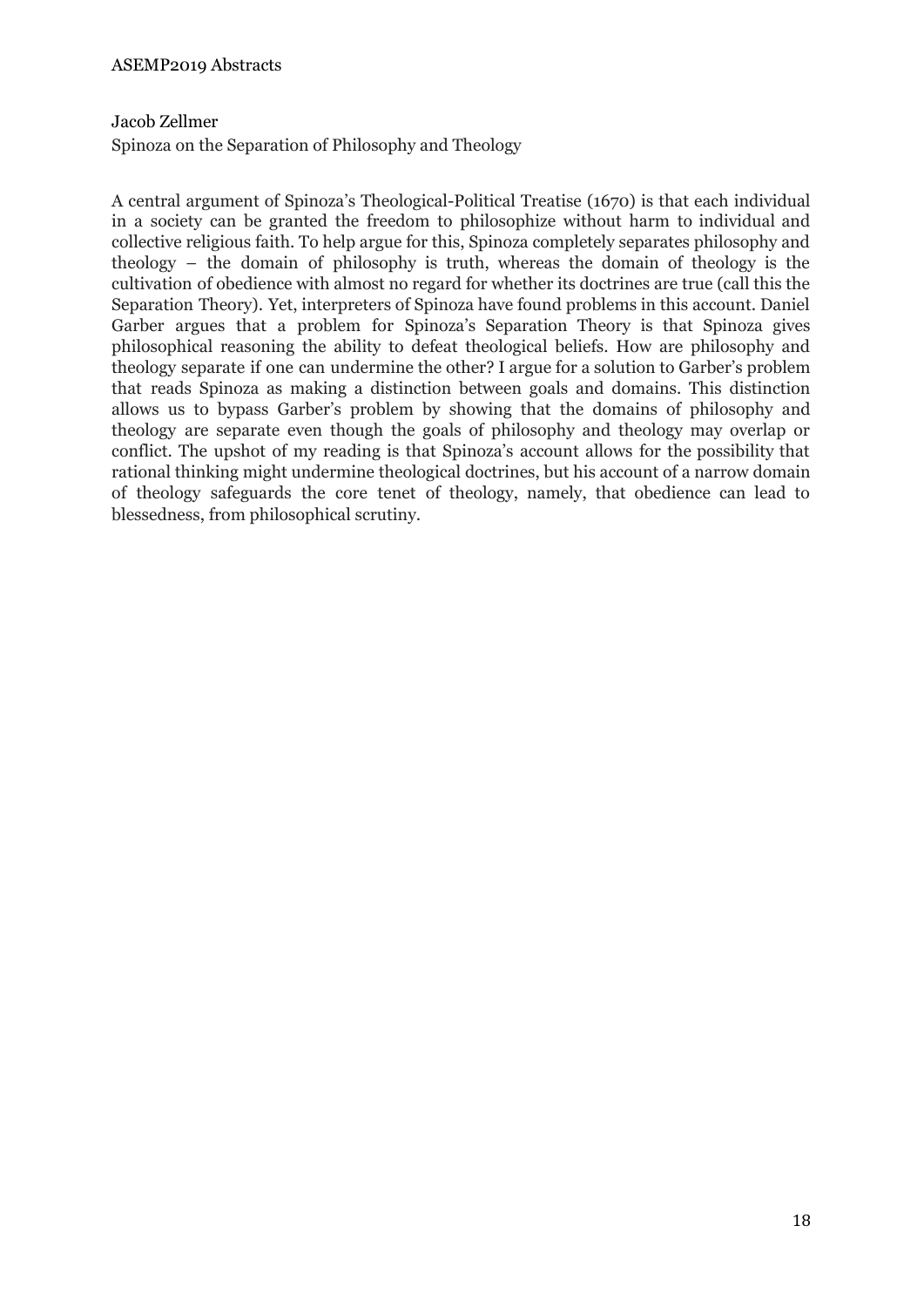Jacob Zellmer

Spinoza on the Separation of Philosophy and Theology

A central argument of Spinoza's Theological-Political Treatise (1670) is that each individual in a society can be granted the freedom to philosophize without harm to individual and collective religious faith. To help argue for this, Spinoza completely separates philosophy and theology – the domain of philosophy is truth, whereas the domain of theology is the cultivation of obedience with almost no regard for whether its doctrines are true (call this the Separation Theory). Yet, interpreters of Spinoza have found problems in this account. Daniel Garber argues that a problem for Spinoza's Separation Theory is that Spinoza gives philosophical reasoning the ability to defeat theological beliefs. How are philosophy and theology separate if one can undermine the other? I argue for a solution to Garber's problem that reads Spinoza as making a distinction between goals and domains. This distinction allows us to bypass Garber's problem by showing that the domains of philosophy and theology are separate even though the goals of philosophy and theology may overlap or conflict. The upshot of my reading is that Spinoza's account allows for the possibility that rational thinking might undermine theological doctrines, but his account of a narrow domain of theology safeguards the core tenet of theology, namely, that obedience can lead to blessedness, from philosophical scrutiny.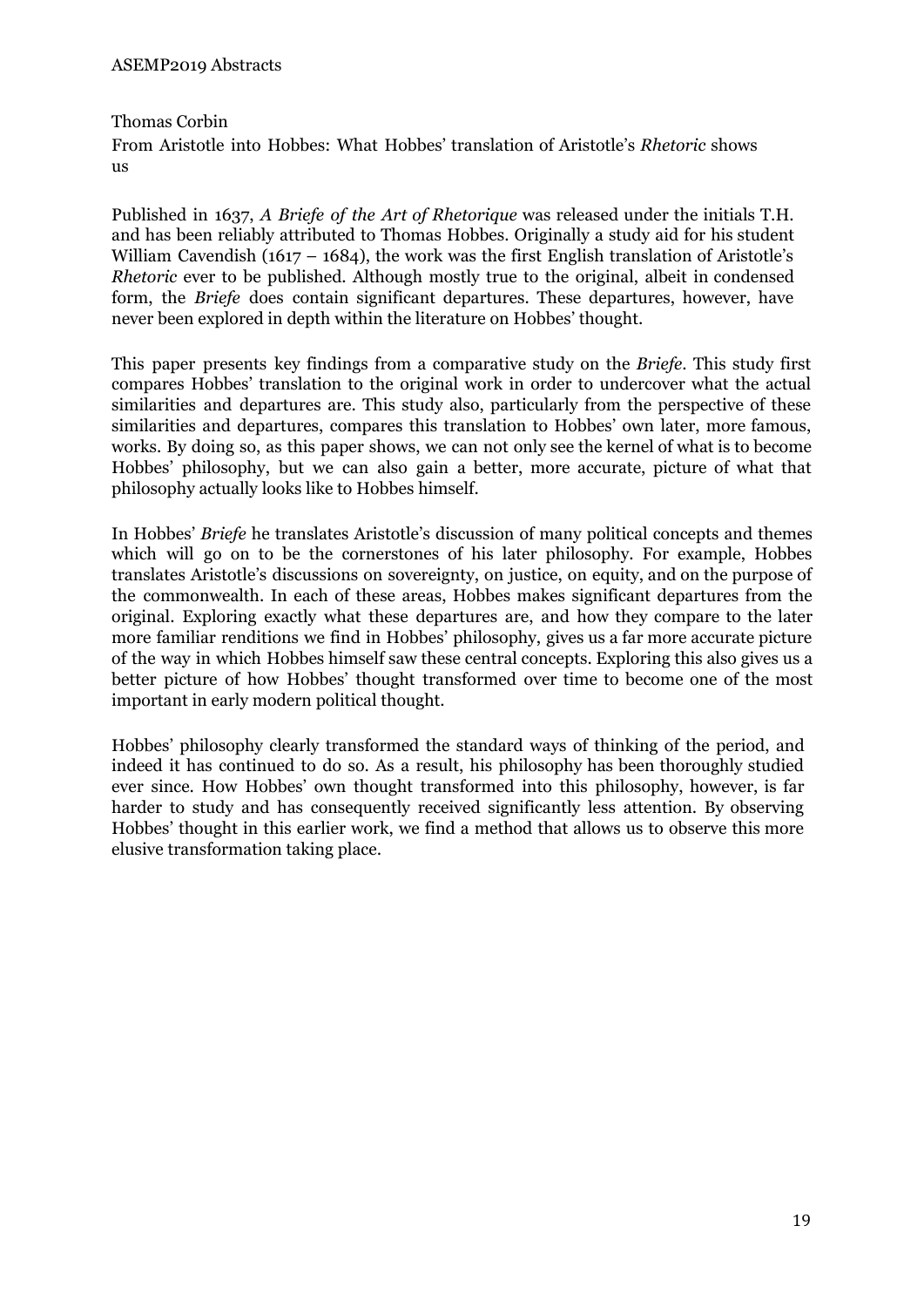Thomas Corbin

## From Aristotle into Hobbes: What Hobbes' translation of Aristotle's *Rhetoric* shows us

Published in 1637, *A Briefe of the Art of Rhetorique* was released under the initials T.H. and has been reliably attributed to Thomas Hobbes. Originally a study aid for his student William Cavendish (1617 – 1684), the work was the first English translation of Aristotle's *Rhetoric* ever to be published. Although mostly true to the original, albeit in condensed form, the *Briefe* does contain significant departures. These departures, however, have never been explored in depth within the literature on Hobbes' thought.

This paper presents key findings from a comparative study on the *Briefe*. This study first compares Hobbes' translation to the original work in order to undercover what the actual similarities and departures are. This study also, particularly from the perspective of these similarities and departures, compares this translation to Hobbes' own later, more famous, works. By doing so, as this paper shows, we can not only see the kernel of what is to become Hobbes' philosophy, but we can also gain a better, more accurate, picture of what that philosophy actually looks like to Hobbes himself.

In Hobbes' *Briefe* he translates Aristotle's discussion of many political concepts and themes which will go on to be the cornerstones of his later philosophy. For example, Hobbes translates Aristotle's discussions on sovereignty, on justice, on equity, and on the purpose of the commonwealth. In each of these areas, Hobbes makes significant departures from the original. Exploring exactly what these departures are, and how they compare to the later more familiar renditions we find in Hobbes' philosophy, gives us a far more accurate picture of the way in which Hobbes himself saw these central concepts. Exploring this also gives us a better picture of how Hobbes' thought transformed over time to become one of the most important in early modern political thought.

Hobbes' philosophy clearly transformed the standard ways of thinking of the period, and indeed it has continued to do so. As a result, his philosophy has been thoroughly studied ever since. How Hobbes' own thought transformed into this philosophy, however, is far harder to study and has consequently received significantly less attention. By observing Hobbes' thought in this earlier work, we find a method that allows us to observe this more elusive transformation taking place.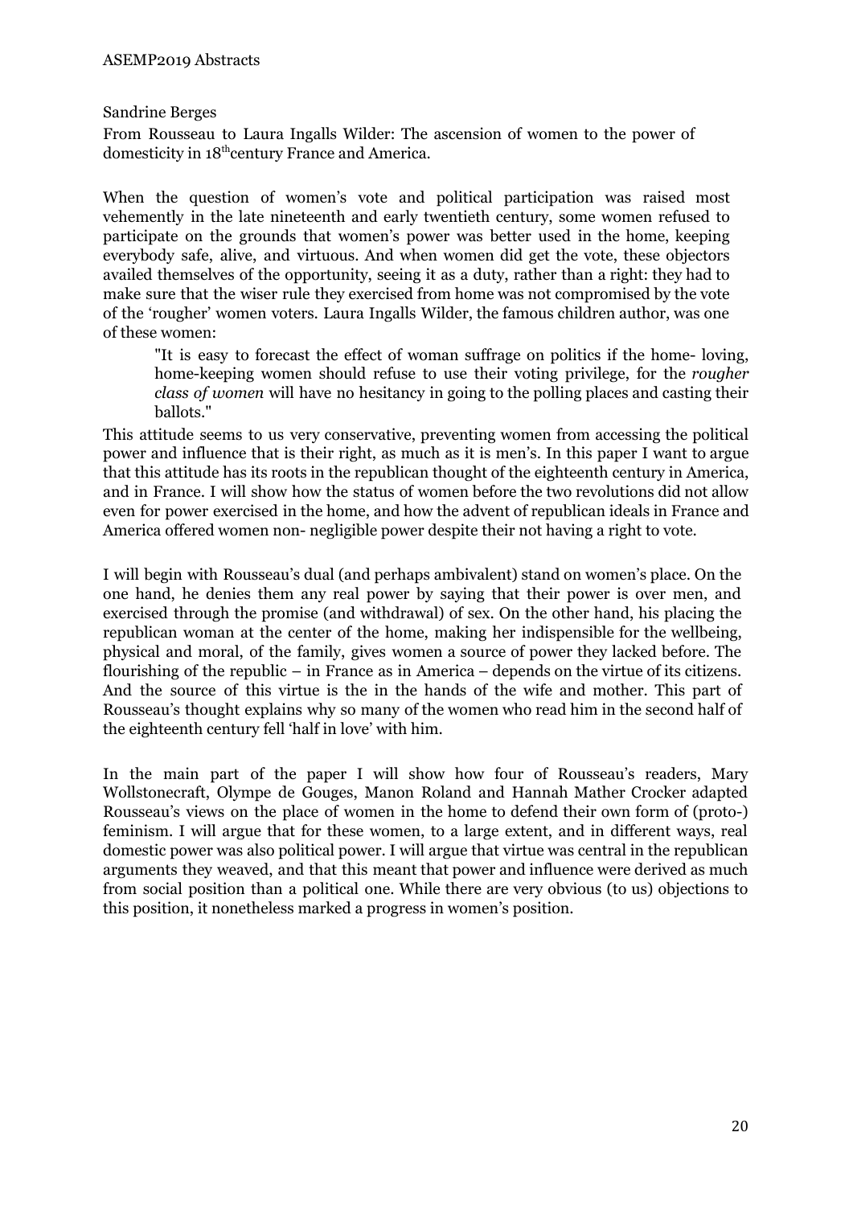Sandrine Berges

From Rousseau to Laura Ingalls Wilder: The ascension of women to the power of domesticity in 18thcentury France and America.

When the question of women's vote and political participation was raised most vehemently in the late nineteenth and early twentieth century, some women refused to participate on the grounds that women's power was better used in the home, keeping everybody safe, alive, and virtuous. And when women did get the vote, these objectors availed themselves of the opportunity, seeing it as a duty, rather than a right: they had to make sure that the wiser rule they exercised from home was not compromised by the vote of the 'rougher' women voters. Laura Ingalls Wilder, the famous children author, was one of these women:

> "It is easy to forecast the effect of woman suffrage on politics if the home- loving, home-keeping women should refuse to use their voting privilege, for the *rougher class of women* will have no hesitancy in going to the polling places and casting their ballots."

This attitude seems to us very conservative, preventing women from accessing the political power and influence that is their right, as much as it is men's. In this paper I want to argue that this attitude has its roots in the republican thought of the eighteenth century in America, and in France. I will show how the status of women before the two revolutions did not allow even for power exercised in the home, and how the advent of republican ideals in France and America offered women non- negligible power despite their not having a right to vote.

I will begin with Rousseau's dual (and perhaps ambivalent) stand on women's place. On the one hand, he denies them any real power by saying that their power is over men, and exercised through the promise (and withdrawal) of sex. On the other hand, his placing the republican woman at the center of the home, making her indispensible for the wellbeing, physical and moral, of the family, gives women a source of power they lacked before. The flourishing of the republic – in France as in America – depends on the virtue of its citizens. And the source of this virtue is the in the hands of the wife and mother. This part of Rousseau's thought explains why so many of the women who read him in the second half of the eighteenth century fell 'half in love' with him.

In the main part of the paper I will show how four of Rousseau's readers, Mary Wollstonecraft, Olympe de Gouges, Manon Roland and Hannah Mather Crocker adapted Rousseau's views on the place of women in the home to defend their own form of (proto-) feminism. I will argue that for these women, to a large extent, and in different ways, real domestic power was also political power. I will argue that virtue was central in the republican arguments they weaved, and that this meant that power and influence were derived as much from social position than a political one. While there are very obvious (to us) objections to this position, it nonetheless marked a progress in women's position.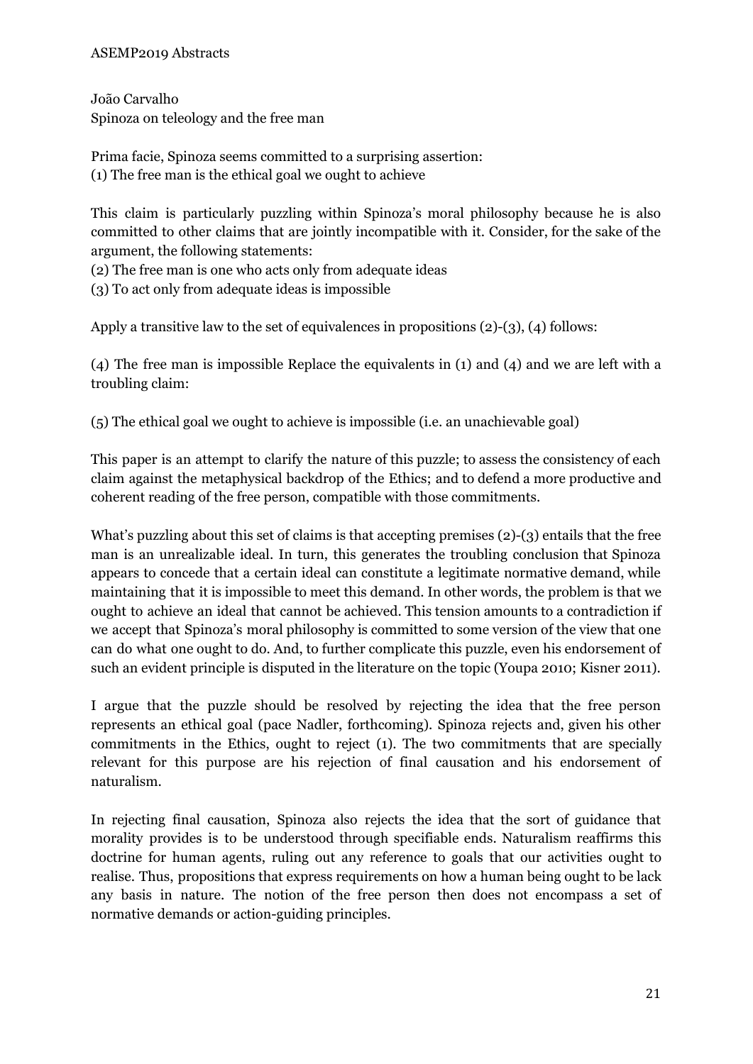João Carvalho
Spinoza on teleology and the free man

Prima facie, Spinoza seems committed to a surprising assertion:
(1) The free man is the ethical goal we ought to achieve

This claim is particularly puzzling within Spinoza's moral philosophy because he is also committed to other claims that are jointly incompatible with it. Consider, for the sake of the argument, the following statements:
(2) The free man is one who acts only from adequate ideas
(3) To act only from adequate ideas is impossible

Apply a transitive law to the set of equivalences in propositions (2)-(3), (4) follows:

(4) The free man is impossible Replace the equivalents in (1) and (4) and we are left with a troubling claim:

(5) The ethical goal we ought to achieve is impossible (i.e. an unachievable goal)

This paper is an attempt to clarify the nature of this puzzle; to assess the consistency of each claim against the metaphysical backdrop of the Ethics; and to defend a more productive and coherent reading of the free person, compatible with those commitments.

What's puzzling about this set of claims is that accepting premises (2)-(3) entails that the free man is an unrealizable ideal. In turn, this generates the troubling conclusion that Spinoza appears to concede that a certain ideal can constitute a legitimate normative demand, while maintaining that it is impossible to meet this demand. In other words, the problem is that we ought to achieve an ideal that cannot be achieved. This tension amounts to a contradiction if we accept that Spinoza's moral philosophy is committed to some version of the view that one can do what one ought to do. And, to further complicate this puzzle, even his endorsement of such an evident principle is disputed in the literature on the topic (Youpa 2010; Kisner 2011).

I argue that the puzzle should be resolved by rejecting the idea that the free person represents an ethical goal (pace Nadler, forthcoming). Spinoza rejects and, given his other commitments in the Ethics, ought to reject (1). The two commitments that are specially relevant for this purpose are his rejection of final causation and his endorsement of naturalism.

In rejecting final causation, Spinoza also rejects the idea that the sort of guidance that morality provides is to be understood through specifiable ends. Naturalism reaffirms this doctrine for human agents, ruling out any reference to goals that our activities ought to realise. Thus, propositions that express requirements on how a human being ought to be lack any basis in nature. The notion of the free person then does not encompass a set of normative demands or action-guiding principles.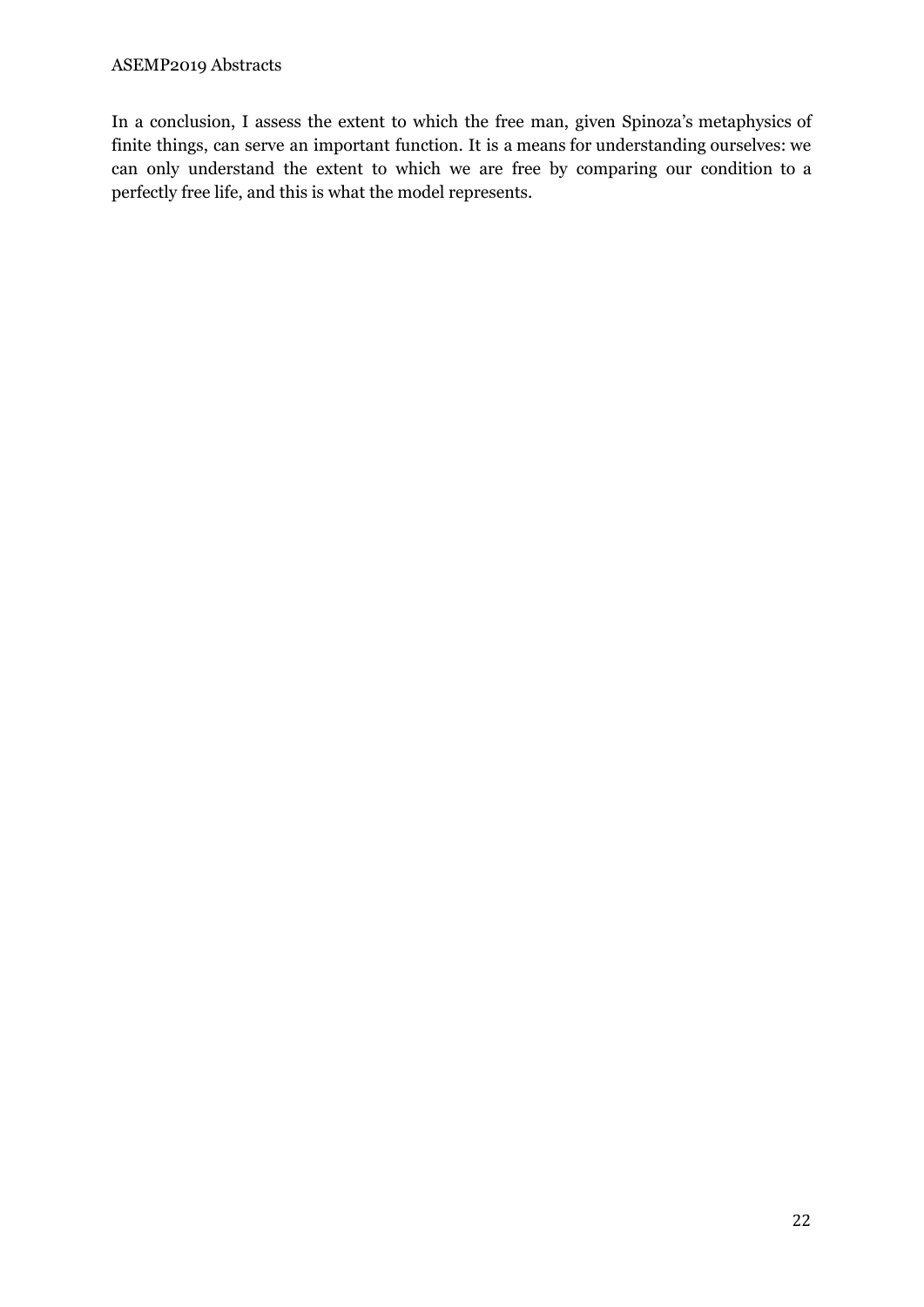In a conclusion, I assess the extent to which the free man, given Spinoza's metaphysics of finite things, can serve an important function. It is a means for understanding ourselves: we can only understand the extent to which we are free by comparing our condition to a perfectly free life, and this is what the model represents.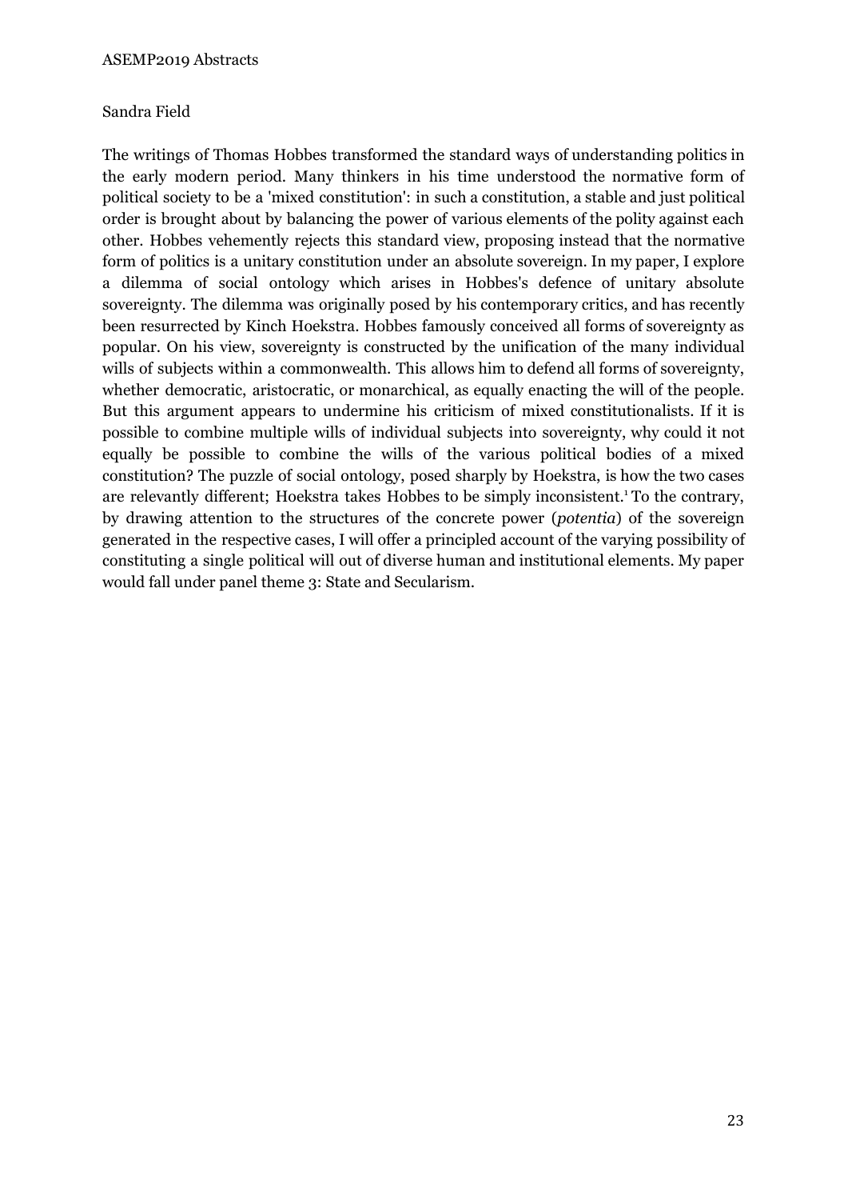Sandra Field

The writings of Thomas Hobbes transformed the standard ways of understanding politics in the early modern period. Many thinkers in his time understood the normative form of political society to be a 'mixed constitution': in such a constitution, a stable and just political order is brought about by balancing the power of various elements of the polity against each other. Hobbes vehemently rejects this standard view, proposing instead that the normative form of politics is a unitary constitution under an absolute sovereign. In my paper, I explore a dilemma of social ontology which arises in Hobbes's defence of unitary absolute sovereignty. The dilemma was originally posed by his contemporary critics, and has recently been resurrected by Kinch Hoekstra. Hobbes famously conceived all forms of sovereignty as popular. On his view, sovereignty is constructed by the unification of the many individual wills of subjects within a commonwealth. This allows him to defend all forms of sovereignty, whether democratic, aristocratic, or monarchical, as equally enacting the will of the people. But this argument appears to undermine his criticism of mixed constitutionalists. If it is possible to combine multiple wills of individual subjects into sovereignty, why could it not equally be possible to combine the wills of the various political bodies of a mixed constitution? The puzzle of social ontology, posed sharply by Hoekstra, is how the two cases are relevantly different; Hoekstra takes Hobbes to be simply inconsistent.[1] To the contrary, by drawing attention to the structures of the concrete power (*potentia*) of the sovereign generated in the respective cases, I will offer a principled account of the varying possibility of constituting a single political will out of diverse human and institutional elements. My paper would fall under panel theme 3: State and Secularism.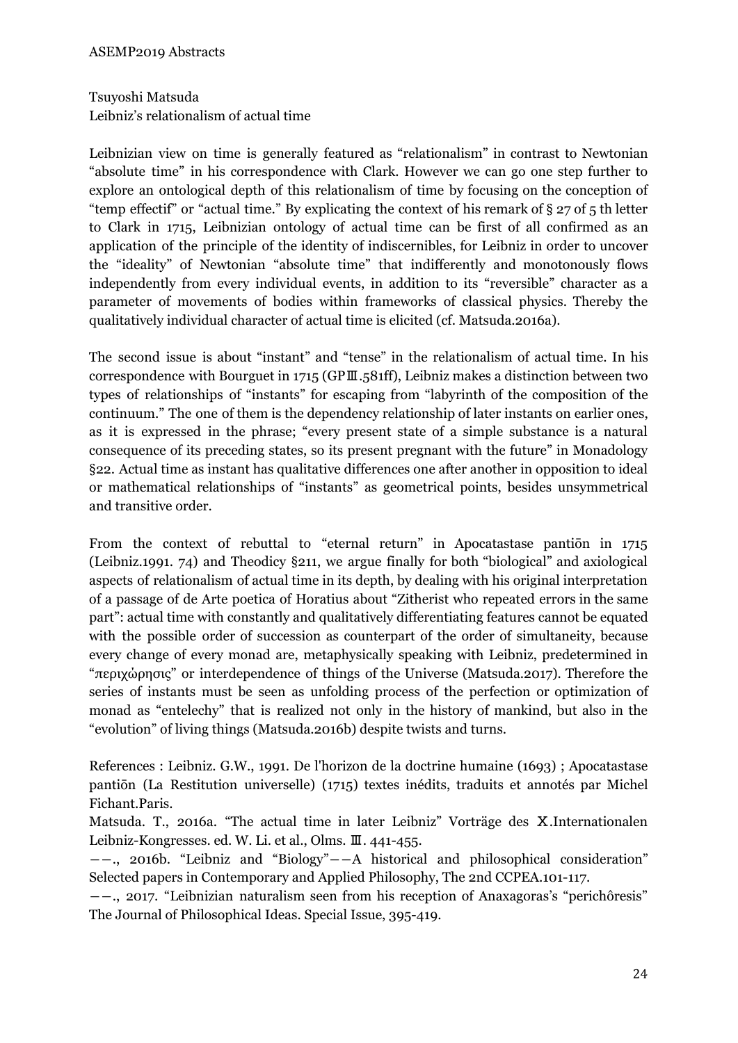Tsuyoshi Matsuda

Leibniz's relationalism of actual time

Leibnizian view on time is generally featured as "relationalism" in contrast to Newtonian "absolute time" in his correspondence with Clark. However we can go one step further to explore an ontological depth of this relationalism of time by focusing on the conception of "temp effectif" or "actual time." By explicating the context of his remark of § 27 of 5 th letter to Clark in 1715, Leibnizian ontology of actual time can be first of all confirmed as an application of the principle of the identity of indiscernibles, for Leibniz in order to uncover the "ideality" of Newtonian "absolute time" that indifferently and monotonously flows independently from every individual events, in addition to its "reversible" character as a parameter of movements of bodies within frameworks of classical physics. Thereby the qualitatively individual character of actual time is elicited (cf. Matsuda.2016a).

The second issue is about "instant" and "tense" in the relationalism of actual time. In his correspondence with Bourguet in 1715 (GPⅢ.581ff), Leibniz makes a distinction between two types of relationships of "instants" for escaping from "labyrinth of the composition of the continuum." The one of them is the dependency relationship of later instants on earlier ones, as it is expressed in the phrase; "every present state of a simple substance is a natural consequence of its preceding states, so its present pregnant with the future" in Monadology §22. Actual time as instant has qualitative differences one after another in opposition to ideal or mathematical relationships of "instants" as geometrical points, besides unsymmetrical and transitive order.

From the context of rebuttal to "eternal return" in Apocatastase pantiōn in 1715 (Leibniz.1991. 74) and Theodicy §211, we argue finally for both "biological" and axiological aspects of relationalism of actual time in its depth, by dealing with his original interpretation of a passage of de Arte poetica of Horatius about "Zitherist who repeated errors in the same part": actual time with constantly and qualitatively differentiating features cannot be equated with the possible order of succession as counterpart of the order of simultaneity, because every change of every monad are, metaphysically speaking with Leibniz, predetermined in "περιχώρησις" or interdependence of things of the Universe (Matsuda.2017). Therefore the series of instants must be seen as unfolding process of the perfection or optimization of monad as "entelechy" that is realized not only in the history of mankind, but also in the "evolution" of living things (Matsuda.2016b) despite twists and turns.

References : Leibniz. G.W., 1991. De l'horizon de la doctrine humaine (1693) ; Apocatastase pantiōn (La Restitution universelle) (1715) textes inédits, traduits et annotés par Michel Fichant.Paris.

Matsuda. T., 2016a. "The actual time in later Leibniz" Vorträge des Ⅹ.Internationalen Leibniz-Kongresses. ed. W. Li. et al., Olms. Ⅲ. 441-455.

――., 2016b. "Leibniz and "Biology"――A historical and philosophical consideration" Selected papers in Contemporary and Applied Philosophy, The 2nd CCPEA.101-117.

――., 2017. "Leibnizian naturalism seen from his reception of Anaxagoras's "perichôresis" The Journal of Philosophical Ideas. Special Issue, 395-419.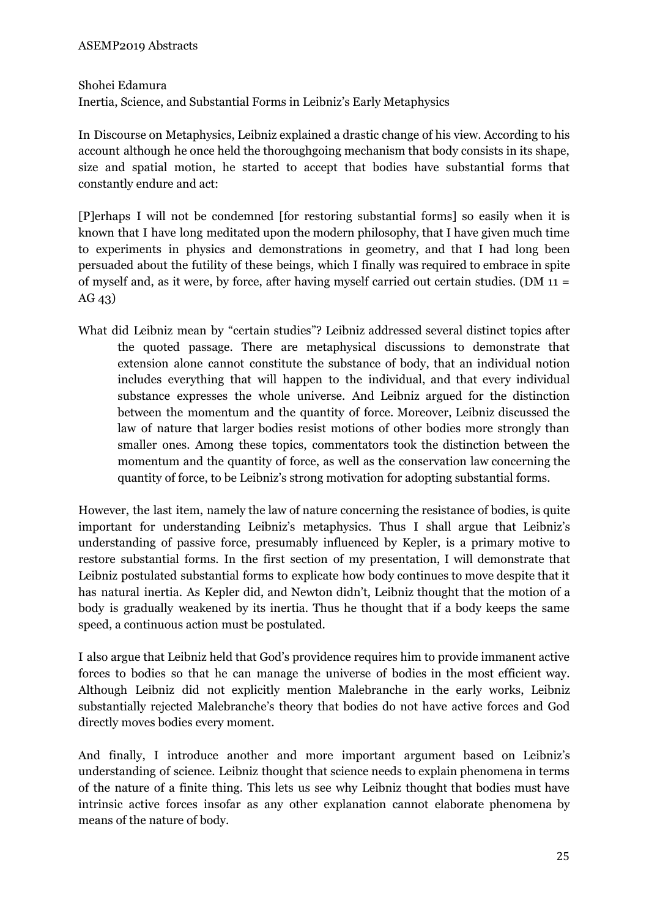Shohei Edamura

Inertia, Science, and Substantial Forms in Leibniz's Early Metaphysics

In Discourse on Metaphysics, Leibniz explained a drastic change of his view. According to his account although he once held the thoroughgoing mechanism that body consists in its shape, size and spatial motion, he started to accept that bodies have substantial forms that constantly endure and act:

[P]erhaps I will not be condemned [for restoring substantial forms] so easily when it is known that I have long meditated upon the modern philosophy, that I have given much time to experiments in physics and demonstrations in geometry, and that I had long been persuaded about the futility of these beings, which I finally was required to embrace in spite of myself and, as it were, by force, after having myself carried out certain studies. (DM 11 = AG 43)

What did Leibniz mean by "certain studies"? Leibniz addressed several distinct topics after the quoted passage. There are metaphysical discussions to demonstrate that extension alone cannot constitute the substance of body, that an individual notion includes everything that will happen to the individual, and that every individual substance expresses the whole universe. And Leibniz argued for the distinction between the momentum and the quantity of force. Moreover, Leibniz discussed the law of nature that larger bodies resist motions of other bodies more strongly than smaller ones. Among these topics, commentators took the distinction between the momentum and the quantity of force, as well as the conservation law concerning the quantity of force, to be Leibniz's strong motivation for adopting substantial forms.

However, the last item, namely the law of nature concerning the resistance of bodies, is quite important for understanding Leibniz's metaphysics. Thus I shall argue that Leibniz's understanding of passive force, presumably influenced by Kepler, is a primary motive to restore substantial forms. In the first section of my presentation, I will demonstrate that Leibniz postulated substantial forms to explicate how body continues to move despite that it has natural inertia. As Kepler did, and Newton didn't, Leibniz thought that the motion of a body is gradually weakened by its inertia. Thus he thought that if a body keeps the same speed, a continuous action must be postulated.

I also argue that Leibniz held that God's providence requires him to provide immanent active forces to bodies so that he can manage the universe of bodies in the most efficient way. Although Leibniz did not explicitly mention Malebranche in the early works, Leibniz substantially rejected Malebranche's theory that bodies do not have active forces and God directly moves bodies every moment.

And finally, I introduce another and more important argument based on Leibniz's understanding of science. Leibniz thought that science needs to explain phenomena in terms of the nature of a finite thing. This lets us see why Leibniz thought that bodies must have intrinsic active forces insofar as any other explanation cannot elaborate phenomena by means of the nature of body.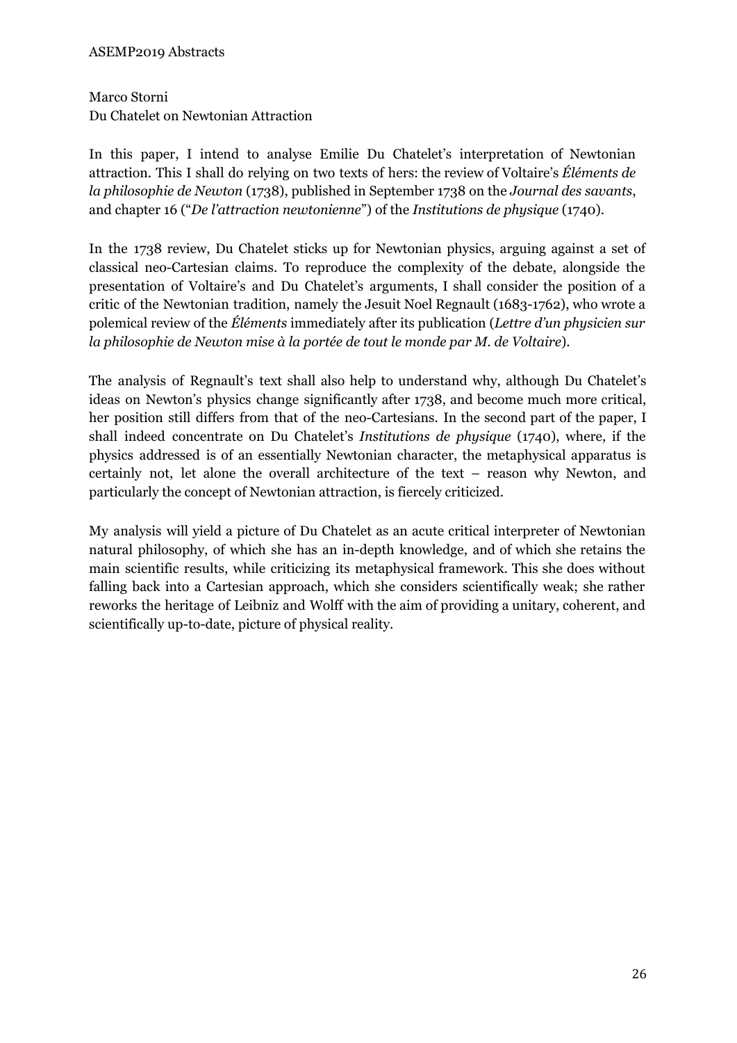Marco Storni

Du Chatelet on Newtonian Attraction

In this paper, I intend to analyse Emilie Du Chatelet's interpretation of Newtonian attraction. This I shall do relying on two texts of hers: the review of Voltaire's *Éléments de la philosophie de Newton* (1738), published in September 1738 on the *Journal des savants*, and chapter 16 ("*De l'attraction newtonienne*") of the *Institutions de physique* (1740).

In the 1738 review, Du Chatelet sticks up for Newtonian physics, arguing against a set of classical neo-Cartesian claims. To reproduce the complexity of the debate, alongside the presentation of Voltaire's and Du Chatelet's arguments, I shall consider the position of a critic of the Newtonian tradition, namely the Jesuit Noel Regnault (1683-1762), who wrote a polemical review of the *Éléments* immediately after its publication (*Lettre d'un physicien sur la philosophie de Newton mise à la portée de tout le monde par M. de Voltaire*).

The analysis of Regnault's text shall also help to understand why, although Du Chatelet's ideas on Newton's physics change significantly after 1738, and become much more critical, her position still differs from that of the neo-Cartesians. In the second part of the paper, I shall indeed concentrate on Du Chatelet's *Institutions de physique* (1740), where, if the physics addressed is of an essentially Newtonian character, the metaphysical apparatus is certainly not, let alone the overall architecture of the text – reason why Newton, and particularly the concept of Newtonian attraction, is fiercely criticized.

My analysis will yield a picture of Du Chatelet as an acute critical interpreter of Newtonian natural philosophy, of which she has an in-depth knowledge, and of which she retains the main scientific results, while criticizing its metaphysical framework. This she does without falling back into a Cartesian approach, which she considers scientifically weak; she rather reworks the heritage of Leibniz and Wolff with the aim of providing a unitary, coherent, and scientifically up-to-date, picture of physical reality.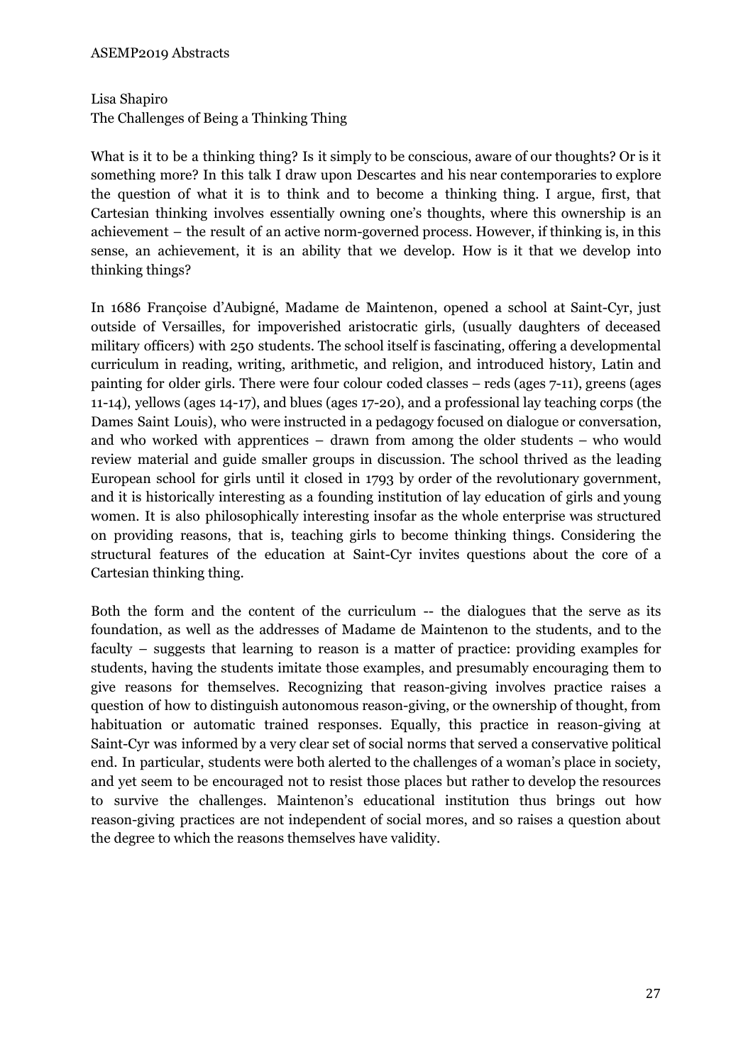Lisa Shapiro
The Challenges of Being a Thinking Thing

What is it to be a thinking thing? Is it simply to be conscious, aware of our thoughts? Or is it something more? In this talk I draw upon Descartes and his near contemporaries to explore the question of what it is to think and to become a thinking thing. I argue, first, that Cartesian thinking involves essentially owning one's thoughts, where this ownership is an achievement – the result of an active norm-governed process. However, if thinking is, in this sense, an achievement, it is an ability that we develop. How is it that we develop into thinking things?

In 1686 Françoise d'Aubigné, Madame de Maintenon, opened a school at Saint-Cyr, just outside of Versailles, for impoverished aristocratic girls, (usually daughters of deceased military officers) with 250 students. The school itself is fascinating, offering a developmental curriculum in reading, writing, arithmetic, and religion, and introduced history, Latin and painting for older girls. There were four colour coded classes – reds (ages 7-11), greens (ages 11-14), yellows (ages 14-17), and blues (ages 17-20), and a professional lay teaching corps (the Dames Saint Louis), who were instructed in a pedagogy focused on dialogue or conversation, and who worked with apprentices – drawn from among the older students – who would review material and guide smaller groups in discussion. The school thrived as the leading European school for girls until it closed in 1793 by order of the revolutionary government, and it is historically interesting as a founding institution of lay education of girls and young women. It is also philosophically interesting insofar as the whole enterprise was structured on providing reasons, that is, teaching girls to become thinking things. Considering the structural features of the education at Saint-Cyr invites questions about the core of a Cartesian thinking thing.

Both the form and the content of the curriculum -- the dialogues that the serve as its foundation, as well as the addresses of Madame de Maintenon to the students, and to the faculty – suggests that learning to reason is a matter of practice: providing examples for students, having the students imitate those examples, and presumably encouraging them to give reasons for themselves. Recognizing that reason-giving involves practice raises a question of how to distinguish autonomous reason-giving, or the ownership of thought, from habituation or automatic trained responses. Equally, this practice in reason-giving at Saint-Cyr was informed by a very clear set of social norms that served a conservative political end. In particular, students were both alerted to the challenges of a woman's place in society, and yet seem to be encouraged not to resist those places but rather to develop the resources to survive the challenges. Maintenon's educational institution thus brings out how reason-giving practices are not independent of social mores, and so raises a question about the degree to which the reasons themselves have validity.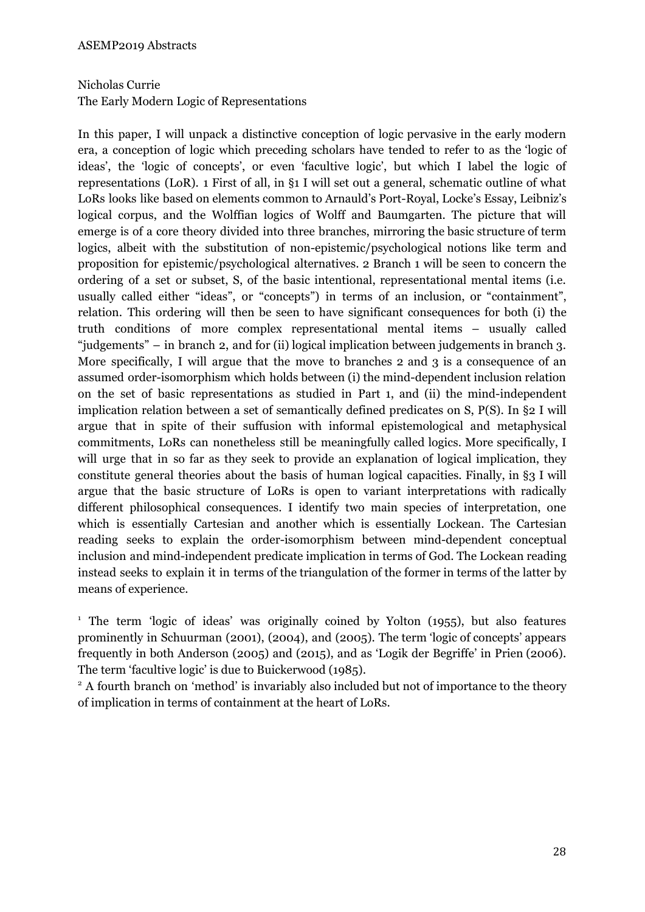Nicholas Currie
The Early Modern Logic of Representations

In this paper, I will unpack a distinctive conception of logic pervasive in the early modern era, a conception of logic which preceding scholars have tended to refer to as the 'logic of ideas', the 'logic of concepts', or even 'facultive logic', but which I label the logic of representations (LoR). [1] First of all, in §1 I will set out a general, schematic outline of what LoRs looks like based on elements common to Arnauld's Port-Royal, Locke's Essay, Leibniz's logical corpus, and the Wolffian logics of Wolff and Baumgarten. The picture that will emerge is of a core theory divided into three branches, mirroring the basic structure of term logics, albeit with the substitution of non-epistemic/psychological notions like term and proposition for epistemic/psychological alternatives. [2] Branch 1 will be seen to concern the ordering of a set or subset, S, of the basic intentional, representational mental items (i.e. usually called either "ideas", or "concepts") in terms of an inclusion, or "containment", relation. This ordering will then be seen to have significant consequences for both (i) the truth conditions of more complex representational mental items – usually called "judgements" – in branch 2, and for (ii) logical implication between judgements in branch 3. More specifically, I will argue that the move to branches 2 and 3 is a consequence of an assumed order-isomorphism which holds between (i) the mind-dependent inclusion relation on the set of basic representations as studied in Part 1, and (ii) the mind-independent implication relation between a set of semantically defined predicates on S, P(S). In §2 I will argue that in spite of their suffusion with informal epistemological and metaphysical commitments, LoRs can nonetheless still be meaningfully called logics. More specifically, I will urge that in so far as they seek to provide an explanation of logical implication, they constitute general theories about the basis of human logical capacities. Finally, in §3 I will argue that the basic structure of LoRs is open to variant interpretations with radically different philosophical consequences. I identify two main species of interpretation, one which is essentially Cartesian and another which is essentially Lockean. The Cartesian reading seeks to explain the order-isomorphism between mind-dependent conceptual inclusion and mind-independent predicate implication in terms of God. The Lockean reading instead seeks to explain it in terms of the triangulation of the former in terms of the latter by means of experience.

[1] The term 'logic of ideas' was originally coined by Yolton (1955), but also features prominently in Schuurman (2001), (2004), and (2005). The term 'logic of concepts' appears frequently in both Anderson (2005) and (2015), and as 'Logik der Begriffe' in Prien (2006). The term 'facultive logic' is due to Buickerwood (1985).

[2] A fourth branch on 'method' is invariably also included but not of importance to the theory of implication in terms of containment at the heart of LoRs.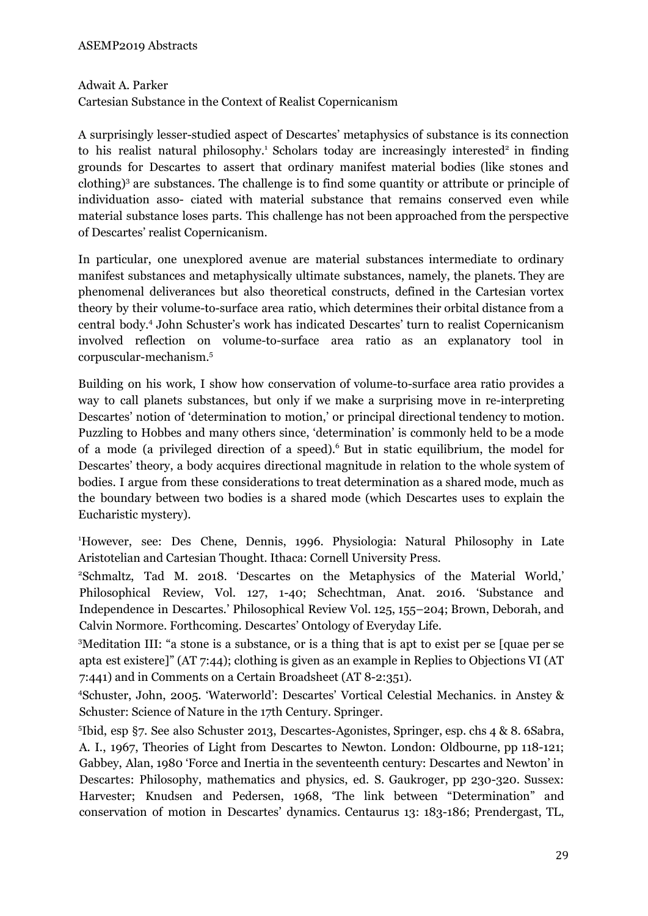Adwait A. Parker
Cartesian Substance in the Context of Realist Copernicanism

A surprisingly lesser-studied aspect of Descartes' metaphysics of substance is its connection to his realist natural philosophy.[1] Scholars today are increasingly interested[2] in finding grounds for Descartes to assert that ordinary manifest material bodies (like stones and clothing)[3] are substances. The challenge is to find some quantity or attribute or principle of individuation asso- ciated with material substance that remains conserved even while material substance loses parts. This challenge has not been approached from the perspective of Descartes' realist Copernicanism.

In particular, one unexplored avenue are material substances intermediate to ordinary manifest substances and metaphysically ultimate substances, namely, the planets. They are phenomenal deliverances but also theoretical constructs, defined in the Cartesian vortex theory by their volume-to-surface area ratio, which determines their orbital distance from a central body.[4] John Schuster's work has indicated Descartes' turn to realist Copernicanism involved reflection on volume-to-surface area ratio as an explanatory tool in corpuscular-mechanism.[5]

Building on his work, I show how conservation of volume-to-surface area ratio provides a way to call planets substances, but only if we make a surprising move in re-interpreting Descartes' notion of 'determination to motion,' or principal directional tendency to motion. Puzzling to Hobbes and many others since, 'determination' is commonly held to be a mode of a mode (a privileged direction of a speed).[6] But in static equilibrium, the model for Descartes' theory, a body acquires directional magnitude in relation to the whole system of bodies. I argue from these considerations to treat determination as a shared mode, much as the boundary between two bodies is a shared mode (which Descartes uses to explain the Eucharistic mystery).

[1]However, see: Des Chene, Dennis, 1996. Physiologia: Natural Philosophy in Late Aristotelian and Cartesian Thought. Ithaca: Cornell University Press.

[2]Schmaltz, Tad M. 2018. 'Descartes on the Metaphysics of the Material World,' Philosophical Review, Vol. 127, 1-40; Schechtman, Anat. 2016. 'Substance and Independence in Descartes.' Philosophical Review Vol. 125, 155–204; Brown, Deborah, and Calvin Normore. Forthcoming. Descartes' Ontology of Everyday Life.

[3]Meditation III: "a stone is a substance, or is a thing that is apt to exist per se [quae per se apta est existere]" (AT 7:44); clothing is given as an example in Replies to Objections VI (AT 7:441) and in Comments on a Certain Broadsheet (AT 8-2:351).

[4]Schuster, John, 2005. 'Waterworld': Descartes' Vortical Celestial Mechanics. in Anstey & Schuster: Science of Nature in the 17th Century. Springer.

[5]Ibid, esp §7. See also Schuster 2013, Descartes-Agonistes, Springer, esp. chs 4 & 8. [6]Sabra, A. I., 1967, Theories of Light from Descartes to Newton. London: Oldbourne, pp 118-121; Gabbey, Alan, 1980 'Force and Inertia in the seventeenth century: Descartes and Newton' in Descartes: Philosophy, mathematics and physics, ed. S. Gaukroger, pp 230-320. Sussex: Harvester; Knudsen and Pedersen, 1968, 'The link between "Determination" and conservation of motion in Descartes' dynamics. Centaurus 13: 183-186; Prendergast, TL,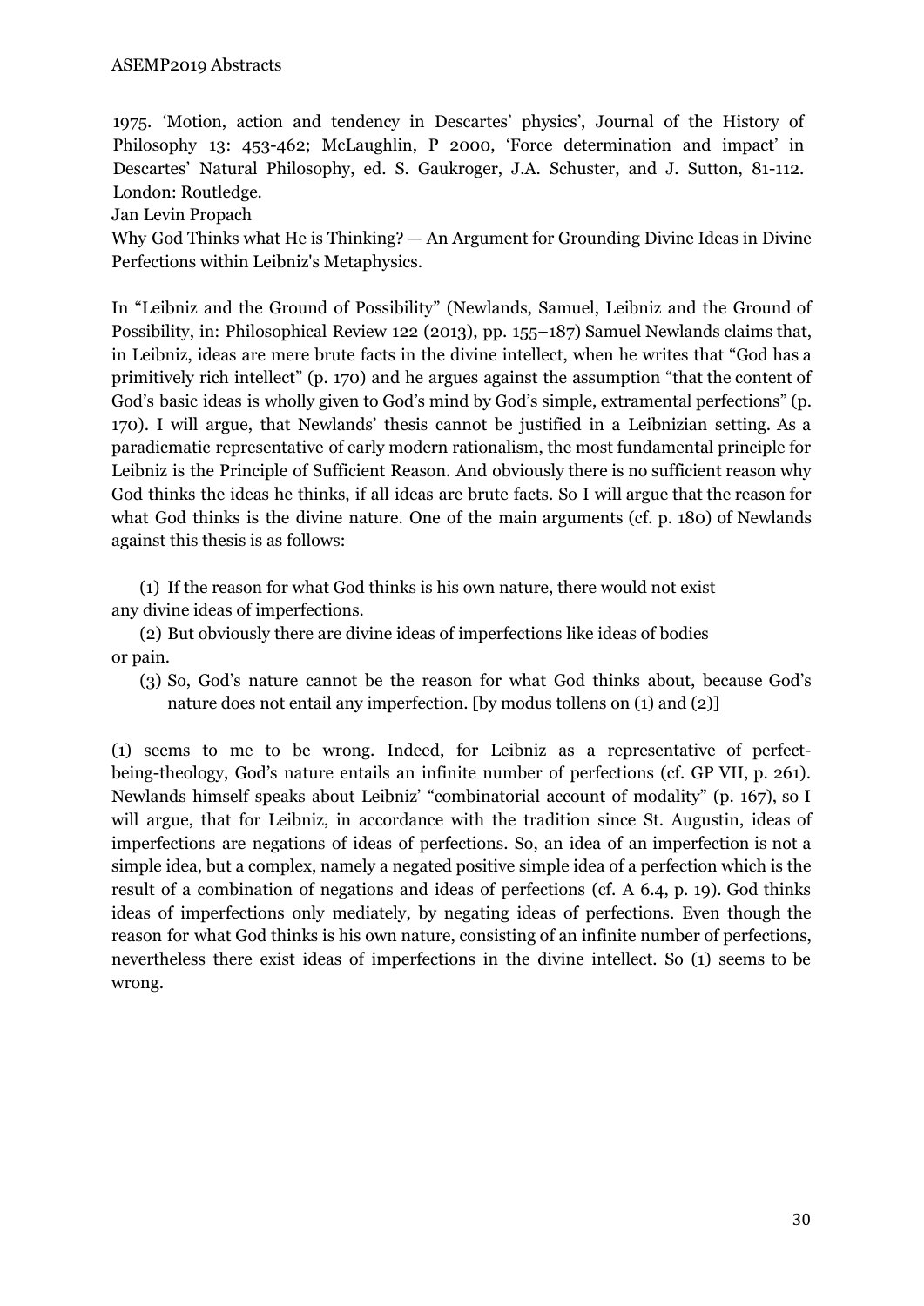1975. 'Motion, action and tendency in Descartes' physics', Journal of the History of Philosophy 13: 453-462; McLaughlin, P 2000, 'Force determination and impact' in Descartes' Natural Philosophy, ed. S. Gaukroger, J.A. Schuster, and J. Sutton, 81-112. London: Routledge.

Jan Levin Propach

Why God Thinks what He is Thinking? — An Argument for Grounding Divine Ideas in Divine Perfections within Leibniz's Metaphysics.

In "Leibniz and the Ground of Possibility" (Newlands, Samuel, Leibniz and the Ground of Possibility, in: Philosophical Review 122 (2013), pp. 155–187) Samuel Newlands claims that, in Leibniz, ideas are mere brute facts in the divine intellect, when he writes that "God has a primitively rich intellect" (p. 170) and he argues against the assumption "that the content of God's basic ideas is wholly given to God's mind by God's simple, extramental perfections" (p. 170). I will argue, that Newlands' thesis cannot be justified in a Leibnizian setting. As a paradicmatic representative of early modern rationalism, the most fundamental principle for Leibniz is the Principle of Sufficient Reason. And obviously there is no sufficient reason why God thinks the ideas he thinks, if all ideas are brute facts. So I will argue that the reason for what God thinks is the divine nature. One of the main arguments (cf. p. 180) of Newlands against this thesis is as follows:

(1) If the reason for what God thinks is his own nature, there would not exist any divine ideas of imperfections.

(2) But obviously there are divine ideas of imperfections like ideas of bodies or pain.

(3) So, God's nature cannot be the reason for what God thinks about, because God's nature does not entail any imperfection. [by modus tollens on (1) and (2)]

(1) seems to me to be wrong. Indeed, for Leibniz as a representative of perfect-being-theology, God's nature entails an infinite number of perfections (cf. GP VII, p. 261). Newlands himself speaks about Leibniz' "combinatorial account of modality" (p. 167), so I will argue, that for Leibniz, in accordance with the tradition since St. Augustin, ideas of imperfections are negations of ideas of perfections. So, an idea of an imperfection is not a simple idea, but a complex, namely a negated positive simple idea of a perfection which is the result of a combination of negations and ideas of perfections (cf. A 6.4, p. 19). God thinks ideas of imperfections only mediately, by negating ideas of perfections. Even though the reason for what God thinks is his own nature, consisting of an infinite number of perfections, nevertheless there exist ideas of imperfections in the divine intellect. So (1) seems to be wrong.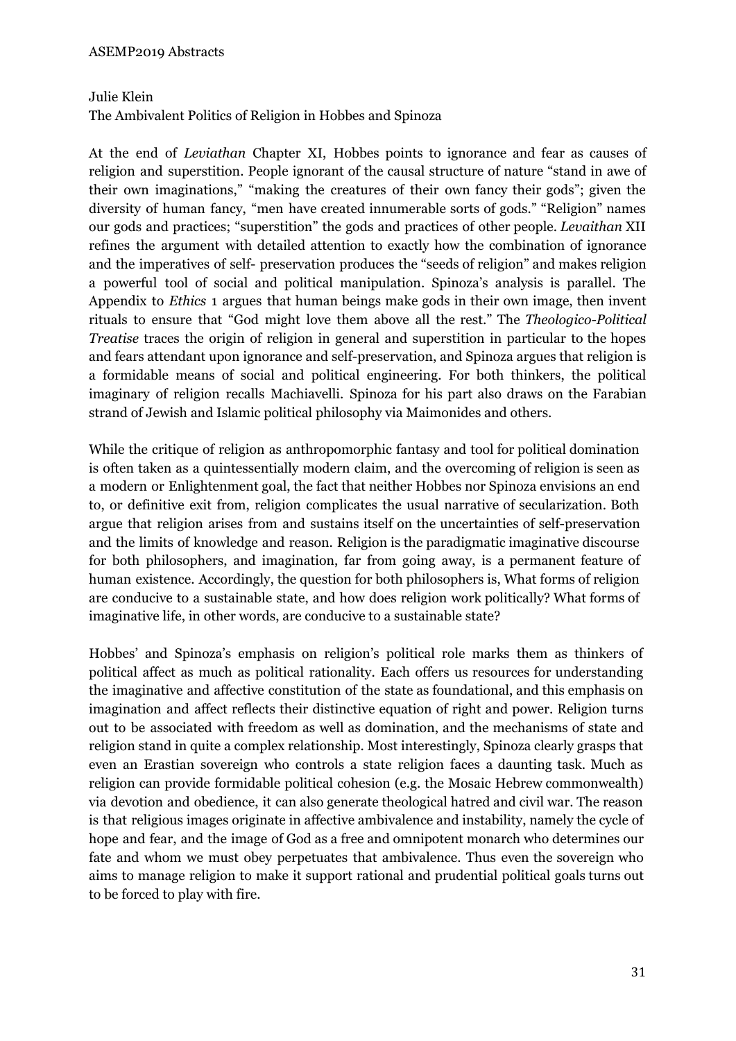Julie Klein

The Ambivalent Politics of Religion in Hobbes and Spinoza

At the end of *Leviathan* Chapter XI, Hobbes points to ignorance and fear as causes of religion and superstition. People ignorant of the causal structure of nature "stand in awe of their own imaginations," "making the creatures of their own fancy their gods"; given the diversity of human fancy, "men have created innumerable sorts of gods." "Religion" names our gods and practices; "superstition" the gods and practices of other people. *Levaithan* XII refines the argument with detailed attention to exactly how the combination of ignorance and the imperatives of self- preservation produces the "seeds of religion" and makes religion a powerful tool of social and political manipulation. Spinoza's analysis is parallel. The Appendix to *Ethics* 1 argues that human beings make gods in their own image, then invent rituals to ensure that "God might love them above all the rest." The *Theologico-Political Treatise* traces the origin of religion in general and superstition in particular to the hopes and fears attendant upon ignorance and self-preservation, and Spinoza argues that religion is a formidable means of social and political engineering. For both thinkers, the political imaginary of religion recalls Machiavelli. Spinoza for his part also draws on the Farabian strand of Jewish and Islamic political philosophy via Maimonides and others.

While the critique of religion as anthropomorphic fantasy and tool for political domination is often taken as a quintessentially modern claim, and the overcoming of religion is seen as a modern or Enlightenment goal, the fact that neither Hobbes nor Spinoza envisions an end to, or definitive exit from, religion complicates the usual narrative of secularization. Both argue that religion arises from and sustains itself on the uncertainties of self-preservation and the limits of knowledge and reason. Religion is the paradigmatic imaginative discourse for both philosophers, and imagination, far from going away, is a permanent feature of human existence. Accordingly, the question for both philosophers is, What forms of religion are conducive to a sustainable state, and how does religion work politically? What forms of imaginative life, in other words, are conducive to a sustainable state?

Hobbes' and Spinoza's emphasis on religion's political role marks them as thinkers of political affect as much as political rationality. Each offers us resources for understanding the imaginative and affective constitution of the state as foundational, and this emphasis on imagination and affect reflects their distinctive equation of right and power. Religion turns out to be associated with freedom as well as domination, and the mechanisms of state and religion stand in quite a complex relationship. Most interestingly, Spinoza clearly grasps that even an Erastian sovereign who controls a state religion faces a daunting task. Much as religion can provide formidable political cohesion (e.g. the Mosaic Hebrew commonwealth) via devotion and obedience, it can also generate theological hatred and civil war. The reason is that religious images originate in affective ambivalence and instability, namely the cycle of hope and fear, and the image of God as a free and omnipotent monarch who determines our fate and whom we must obey perpetuates that ambivalence. Thus even the sovereign who aims to manage religion to make it support rational and prudential political goals turns out to be forced to play with fire.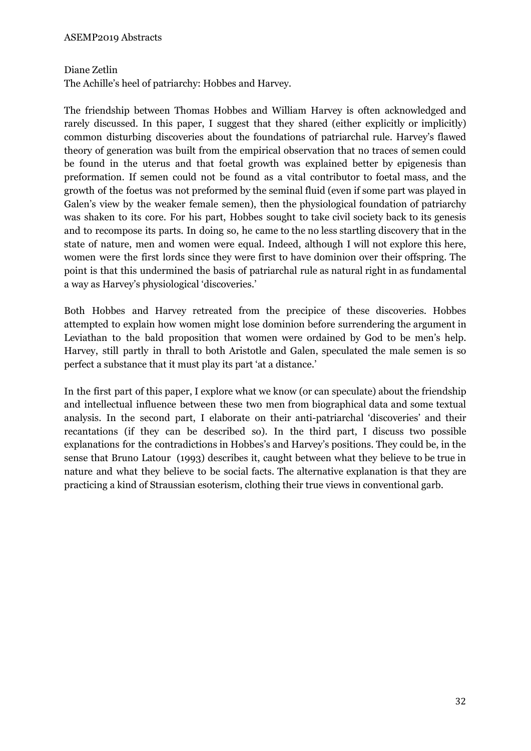Diane Zetlin

The Achille's heel of patriarchy: Hobbes and Harvey.

The friendship between Thomas Hobbes and William Harvey is often acknowledged and rarely discussed. In this paper, I suggest that they shared (either explicitly or implicitly) common disturbing discoveries about the foundations of patriarchal rule. Harvey's flawed theory of generation was built from the empirical observation that no traces of semen could be found in the uterus and that foetal growth was explained better by epigenesis than preformation. If semen could not be found as a vital contributor to foetal mass, and the growth of the foetus was not preformed by the seminal fluid (even if some part was played in Galen's view by the weaker female semen), then the physiological foundation of patriarchy was shaken to its core. For his part, Hobbes sought to take civil society back to its genesis and to recompose its parts. In doing so, he came to the no less startling discovery that in the state of nature, men and women were equal. Indeed, although I will not explore this here, women were the first lords since they were first to have dominion over their offspring. The point is that this undermined the basis of patriarchal rule as natural right in as fundamental a way as Harvey's physiological 'discoveries.'

Both Hobbes and Harvey retreated from the precipice of these discoveries. Hobbes attempted to explain how women might lose dominion before surrendering the argument in Leviathan to the bald proposition that women were ordained by God to be men's help. Harvey, still partly in thrall to both Aristotle and Galen, speculated the male semen is so perfect a substance that it must play its part 'at a distance.'

In the first part of this paper, I explore what we know (or can speculate) about the friendship and intellectual influence between these two men from biographical data and some textual analysis. In the second part, I elaborate on their anti-patriarchal 'discoveries' and their recantations (if they can be described so). In the third part, I discuss two possible explanations for the contradictions in Hobbes's and Harvey's positions. They could be, in the sense that Bruno Latour (1993) describes it, caught between what they believe to be true in nature and what they believe to be social facts. The alternative explanation is that they are practicing a kind of Straussian esoterism, clothing their true views in conventional garb.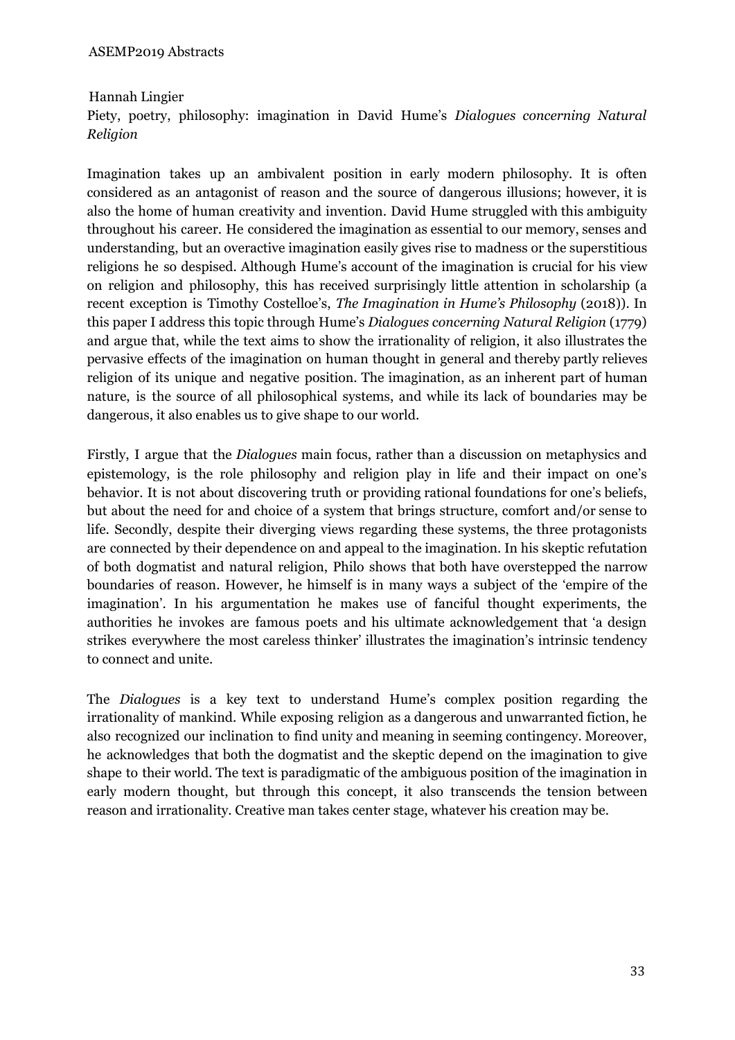Hannah Lingier

Piety, poetry, philosophy: imagination in David Hume's *Dialogues concerning Natural Religion*

Imagination takes up an ambivalent position in early modern philosophy. It is often considered as an antagonist of reason and the source of dangerous illusions; however, it is also the home of human creativity and invention. David Hume struggled with this ambiguity throughout his career. He considered the imagination as essential to our memory, senses and understanding, but an overactive imagination easily gives rise to madness or the superstitious religions he so despised. Although Hume's account of the imagination is crucial for his view on religion and philosophy, this has received surprisingly little attention in scholarship (a recent exception is Timothy Costelloe's, *The Imagination in Hume's Philosophy* (2018)). In this paper I address this topic through Hume's *Dialogues concerning Natural Religion* (1779) and argue that, while the text aims to show the irrationality of religion, it also illustrates the pervasive effects of the imagination on human thought in general and thereby partly relieves religion of its unique and negative position. The imagination, as an inherent part of human nature, is the source of all philosophical systems, and while its lack of boundaries may be dangerous, it also enables us to give shape to our world.

Firstly, I argue that the *Dialogues* main focus, rather than a discussion on metaphysics and epistemology, is the role philosophy and religion play in life and their impact on one's behavior. It is not about discovering truth or providing rational foundations for one's beliefs, but about the need for and choice of a system that brings structure, comfort and/or sense to life. Secondly, despite their diverging views regarding these systems, the three protagonists are connected by their dependence on and appeal to the imagination. In his skeptic refutation of both dogmatist and natural religion, Philo shows that both have overstepped the narrow boundaries of reason. However, he himself is in many ways a subject of the 'empire of the imagination'. In his argumentation he makes use of fanciful thought experiments, the authorities he invokes are famous poets and his ultimate acknowledgement that 'a design strikes everywhere the most careless thinker' illustrates the imagination's intrinsic tendency to connect and unite.

The *Dialogues* is a key text to understand Hume's complex position regarding the irrationality of mankind. While exposing religion as a dangerous and unwarranted fiction, he also recognized our inclination to find unity and meaning in seeming contingency. Moreover, he acknowledges that both the dogmatist and the skeptic depend on the imagination to give shape to their world. The text is paradigmatic of the ambiguous position of the imagination in early modern thought, but through this concept, it also transcends the tension between reason and irrationality. Creative man takes center stage, whatever his creation may be.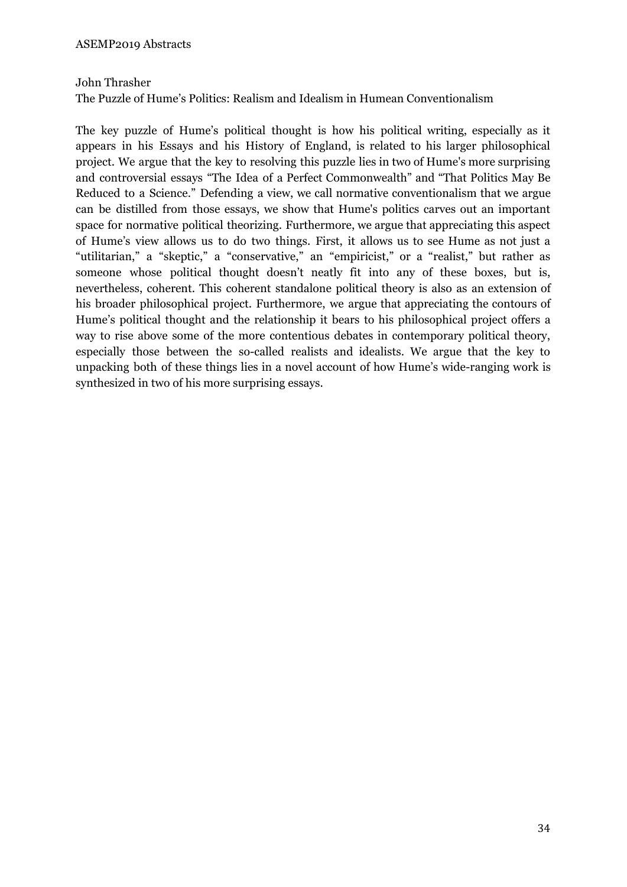John Thrasher

The Puzzle of Hume's Politics: Realism and Idealism in Humean Conventionalism

The key puzzle of Hume's political thought is how his political writing, especially as it appears in his Essays and his History of England, is related to his larger philosophical project. We argue that the key to resolving this puzzle lies in two of Hume's more surprising and controversial essays "The Idea of a Perfect Commonwealth" and "That Politics May Be Reduced to a Science." Defending a view, we call normative conventionalism that we argue can be distilled from those essays, we show that Hume's politics carves out an important space for normative political theorizing. Furthermore, we argue that appreciating this aspect of Hume's view allows us to do two things. First, it allows us to see Hume as not just a "utilitarian," a "skeptic," a "conservative," an "empiricist," or a "realist," but rather as someone whose political thought doesn't neatly fit into any of these boxes, but is, nevertheless, coherent. This coherent standalone political theory is also as an extension of his broader philosophical project. Furthermore, we argue that appreciating the contours of Hume's political thought and the relationship it bears to his philosophical project offers a way to rise above some of the more contentious debates in contemporary political theory, especially those between the so-called realists and idealists. We argue that the key to unpacking both of these things lies in a novel account of how Hume's wide-ranging work is synthesized in two of his more surprising essays.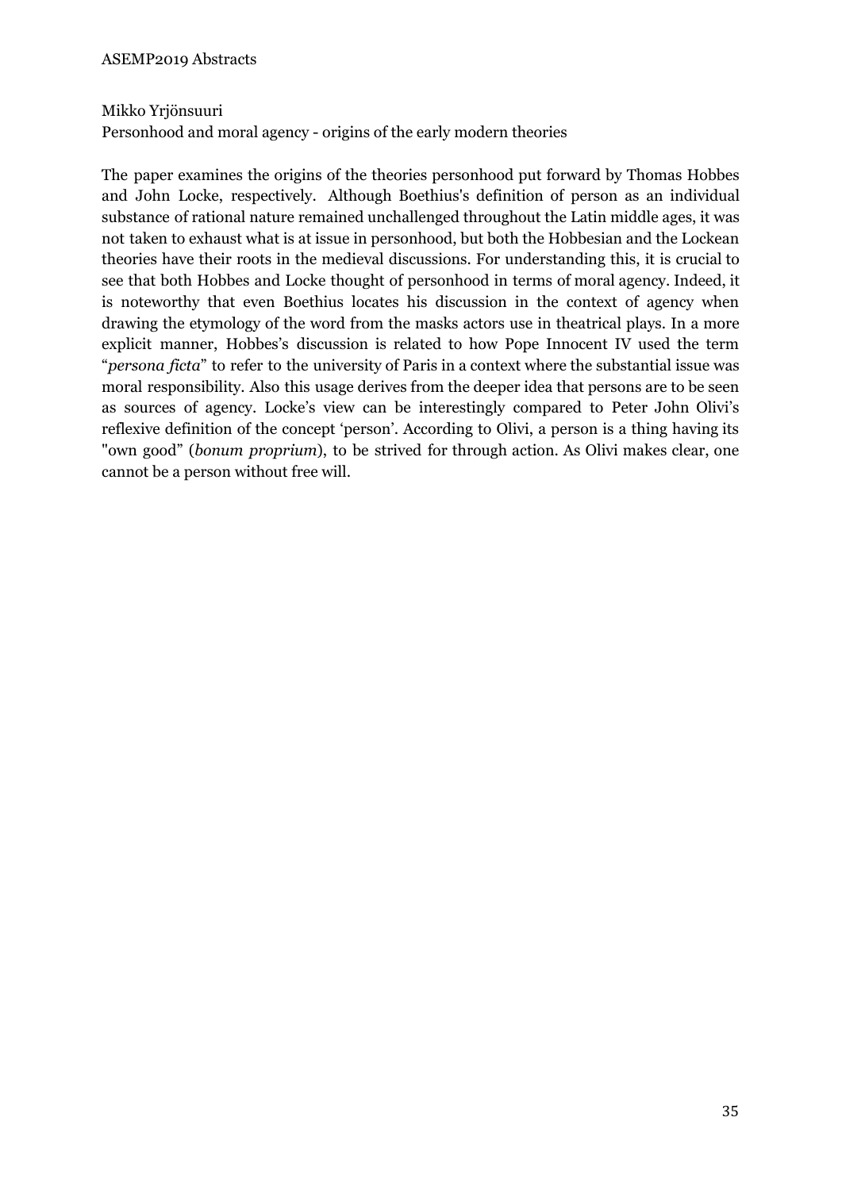Mikko Yrjönsuuri

Personhood and moral agency - origins of the early modern theories

The paper examines the origins of the theories personhood put forward by Thomas Hobbes and John Locke, respectively. Although Boethius's definition of person as an individual substance of rational nature remained unchallenged throughout the Latin middle ages, it was not taken to exhaust what is at issue in personhood, but both the Hobbesian and the Lockean theories have their roots in the medieval discussions. For understanding this, it is crucial to see that both Hobbes and Locke thought of personhood in terms of moral agency. Indeed, it is noteworthy that even Boethius locates his discussion in the context of agency when drawing the etymology of the word from the masks actors use in theatrical plays. In a more explicit manner, Hobbes's discussion is related to how Pope Innocent IV used the term "*persona ficta*" to refer to the university of Paris in a context where the substantial issue was moral responsibility. Also this usage derives from the deeper idea that persons are to be seen as sources of agency. Locke's view can be interestingly compared to Peter John Olivi's reflexive definition of the concept 'person'. According to Olivi, a person is a thing having its "own good" (*bonum proprium*), to be strived for through action. As Olivi makes clear, one cannot be a person without free will.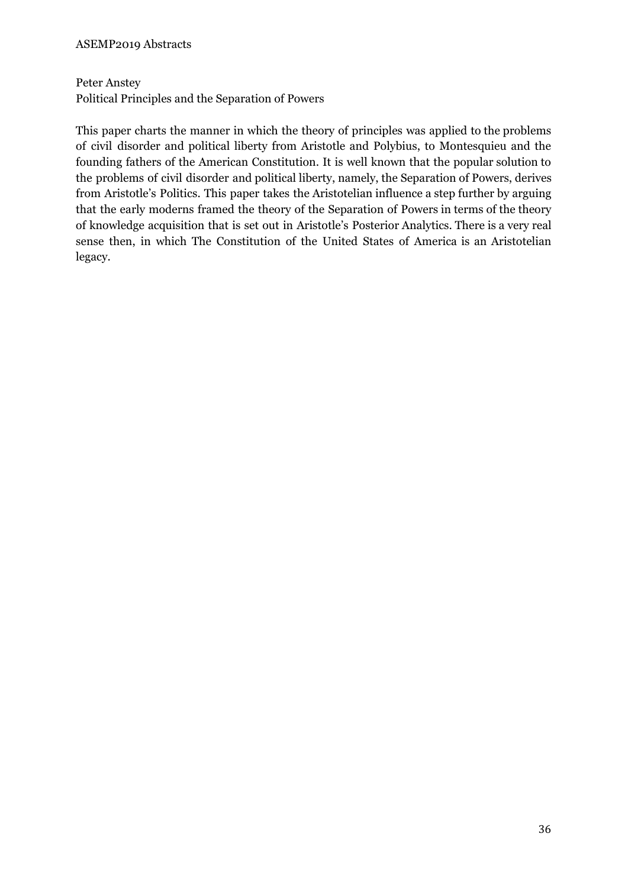Peter Anstey

Political Principles and the Separation of Powers

This paper charts the manner in which the theory of principles was applied to the problems of civil disorder and political liberty from Aristotle and Polybius, to Montesquieu and the founding fathers of the American Constitution. It is well known that the popular solution to the problems of civil disorder and political liberty, namely, the Separation of Powers, derives from Aristotle's Politics. This paper takes the Aristotelian influence a step further by arguing that the early moderns framed the theory of the Separation of Powers in terms of the theory of knowledge acquisition that is set out in Aristotle's Posterior Analytics. There is a very real sense then, in which The Constitution of the United States of America is an Aristotelian legacy.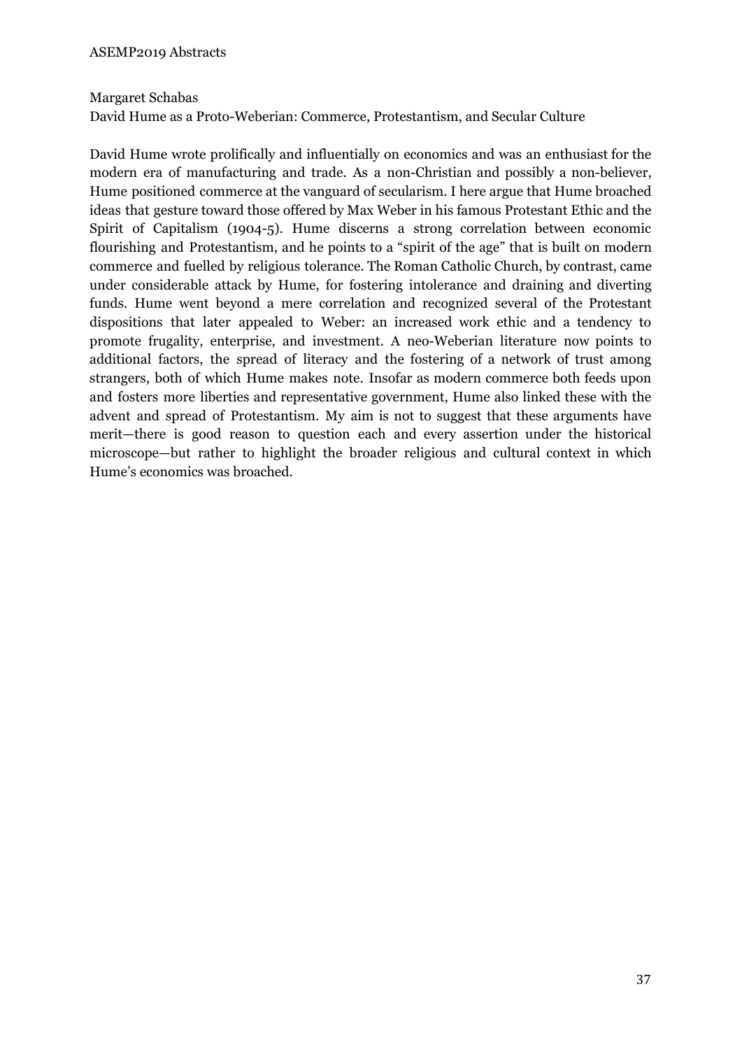Margaret Schabas

David Hume as a Proto-Weberian: Commerce, Protestantism, and Secular Culture

David Hume wrote prolifically and influentially on economics and was an enthusiast for the modern era of manufacturing and trade. As a non-Christian and possibly a non-believer, Hume positioned commerce at the vanguard of secularism. I here argue that Hume broached ideas that gesture toward those offered by Max Weber in his famous Protestant Ethic and the Spirit of Capitalism (1904-5). Hume discerns a strong correlation between economic flourishing and Protestantism, and he points to a "spirit of the age" that is built on modern commerce and fuelled by religious tolerance. The Roman Catholic Church, by contrast, came under considerable attack by Hume, for fostering intolerance and draining and diverting funds. Hume went beyond a mere correlation and recognized several of the Protestant dispositions that later appealed to Weber: an increased work ethic and a tendency to promote frugality, enterprise, and investment. A neo-Weberian literature now points to additional factors, the spread of literacy and the fostering of a network of trust among strangers, both of which Hume makes note. Insofar as modern commerce both feeds upon and fosters more liberties and representative government, Hume also linked these with the advent and spread of Protestantism. My aim is not to suggest that these arguments have merit—there is good reason to question each and every assertion under the historical microscope—but rather to highlight the broader religious and cultural context in which Hume's economics was broached.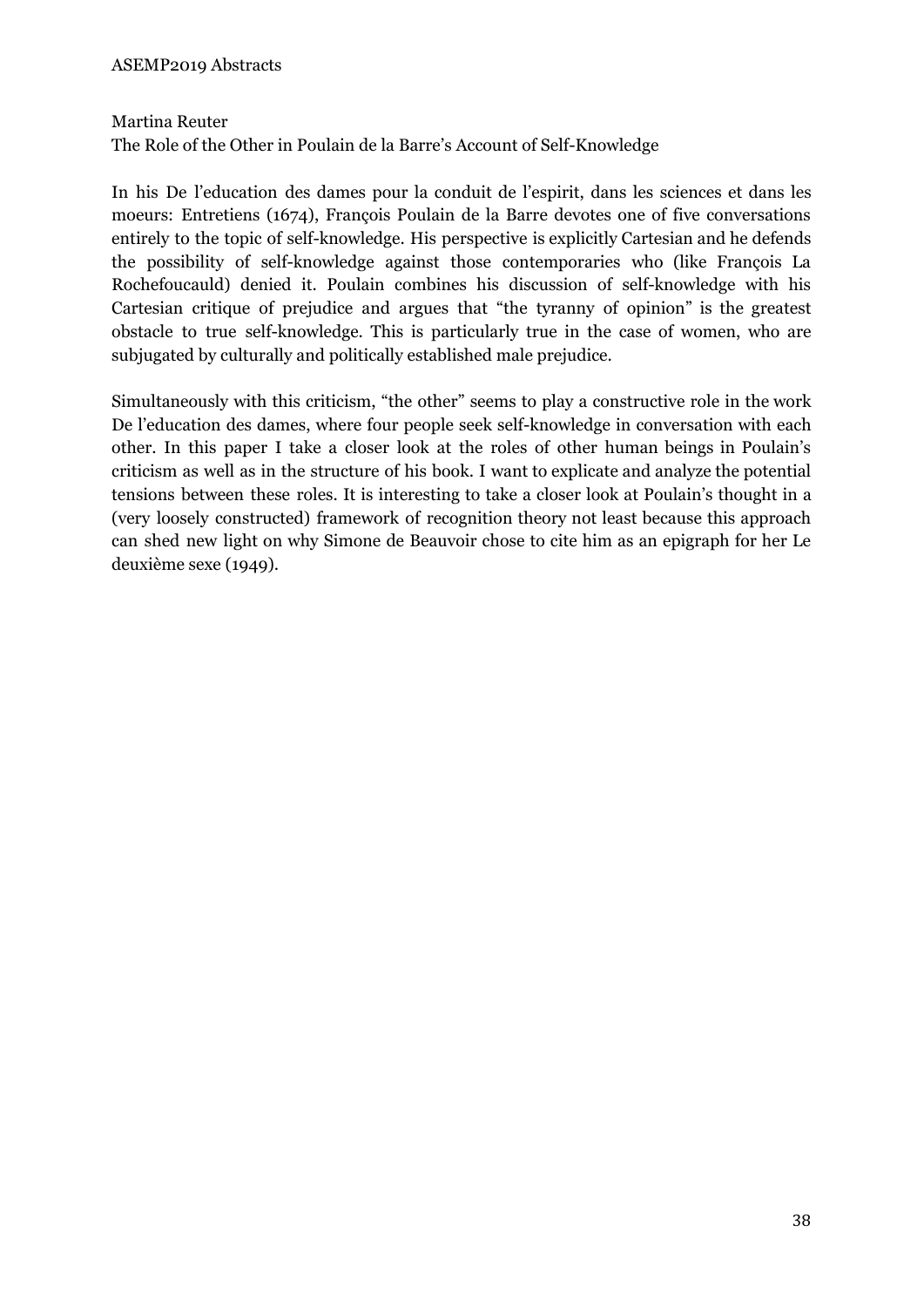Martina Reuter

The Role of the Other in Poulain de la Barre's Account of Self-Knowledge

In his De l'education des dames pour la conduit de l'espirit, dans les sciences et dans les moeurs: Entretiens (1674), François Poulain de la Barre devotes one of five conversations entirely to the topic of self-knowledge. His perspective is explicitly Cartesian and he defends the possibility of self-knowledge against those contemporaries who (like François La Rochefoucauld) denied it. Poulain combines his discussion of self-knowledge with his Cartesian critique of prejudice and argues that "the tyranny of opinion" is the greatest obstacle to true self-knowledge. This is particularly true in the case of women, who are subjugated by culturally and politically established male prejudice.

Simultaneously with this criticism, "the other" seems to play a constructive role in the work De l'education des dames, where four people seek self-knowledge in conversation with each other. In this paper I take a closer look at the roles of other human beings in Poulain's criticism as well as in the structure of his book. I want to explicate and analyze the potential tensions between these roles. It is interesting to take a closer look at Poulain's thought in a (very loosely constructed) framework of recognition theory not least because this approach can shed new light on why Simone de Beauvoir chose to cite him as an epigraph for her Le deuxième sexe (1949).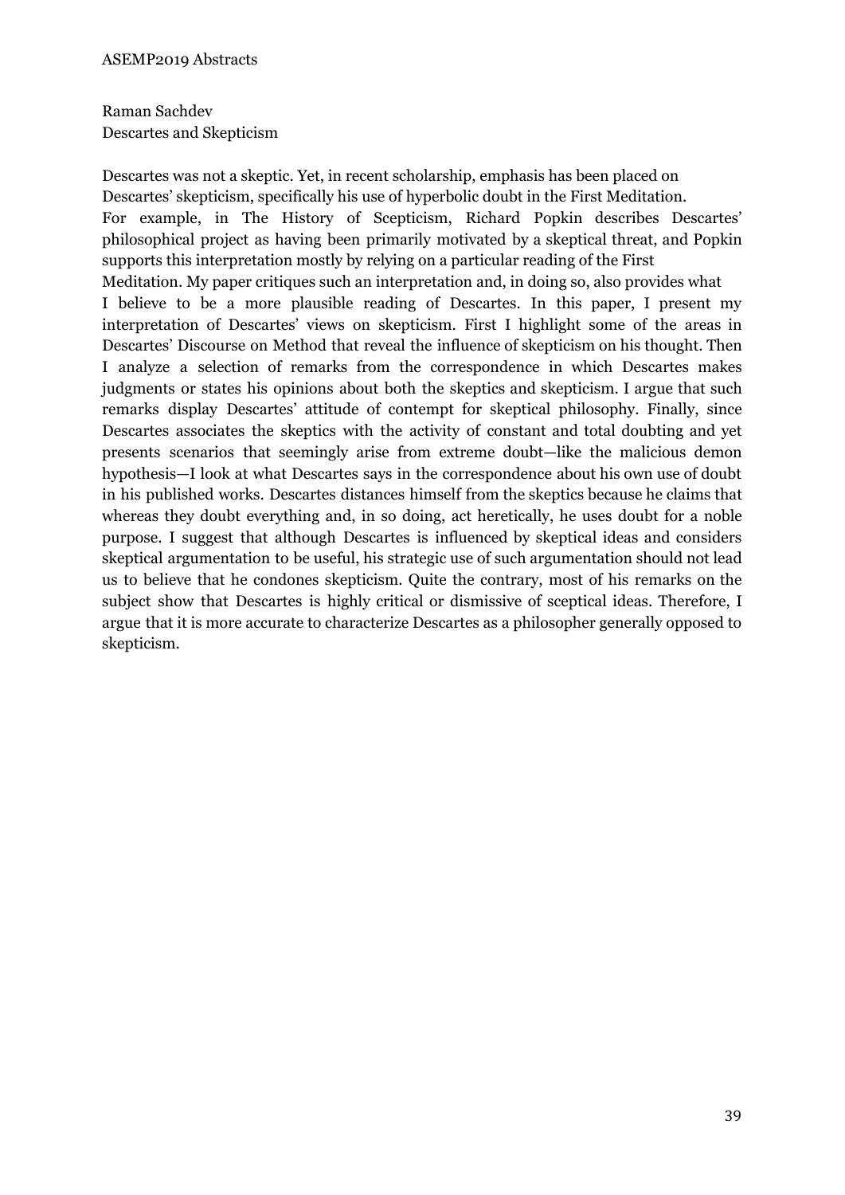Raman Sachdev
Descartes and Skepticism

Descartes was not a skeptic. Yet, in recent scholarship, emphasis has been placed on Descartes' skepticism, specifically his use of hyperbolic doubt in the First Meditation. For example, in The History of Scepticism, Richard Popkin describes Descartes' philosophical project as having been primarily motivated by a skeptical threat, and Popkin supports this interpretation mostly by relying on a particular reading of the First Meditation. My paper critiques such an interpretation and, in doing so, also provides what I believe to be a more plausible reading of Descartes. In this paper, I present my interpretation of Descartes' views on skepticism. First I highlight some of the areas in Descartes' Discourse on Method that reveal the influence of skepticism on his thought. Then I analyze a selection of remarks from the correspondence in which Descartes makes judgments or states his opinions about both the skeptics and skepticism. I argue that such remarks display Descartes' attitude of contempt for skeptical philosophy. Finally, since Descartes associates the skeptics with the activity of constant and total doubting and yet presents scenarios that seemingly arise from extreme doubt—like the malicious demon hypothesis—I look at what Descartes says in the correspondence about his own use of doubt in his published works. Descartes distances himself from the skeptics because he claims that whereas they doubt everything and, in so doing, act heretically, he uses doubt for a noble purpose. I suggest that although Descartes is influenced by skeptical ideas and considers skeptical argumentation to be useful, his strategic use of such argumentation should not lead us to believe that he condones skepticism. Quite the contrary, most of his remarks on the subject show that Descartes is highly critical or dismissive of sceptical ideas. Therefore, I argue that it is more accurate to characterize Descartes as a philosopher generally opposed to skepticism.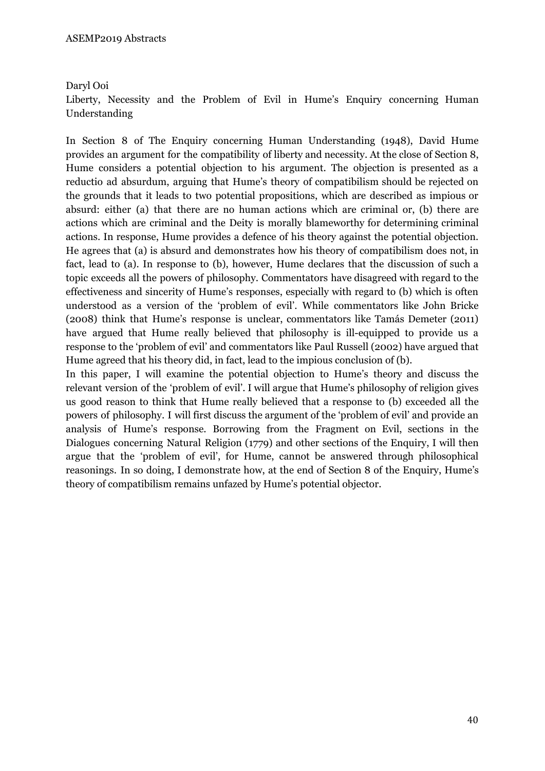Daryl Ooi

Liberty, Necessity and the Problem of Evil in Hume's Enquiry concerning Human Understanding

In Section 8 of The Enquiry concerning Human Understanding (1948), David Hume provides an argument for the compatibility of liberty and necessity. At the close of Section 8, Hume considers a potential objection to his argument. The objection is presented as a reductio ad absurdum, arguing that Hume's theory of compatibilism should be rejected on the grounds that it leads to two potential propositions, which are described as impious or absurd: either (a) that there are no human actions which are criminal or, (b) there are actions which are criminal and the Deity is morally blameworthy for determining criminal actions. In response, Hume provides a defence of his theory against the potential objection. He agrees that (a) is absurd and demonstrates how his theory of compatibilism does not, in fact, lead to (a). In response to (b), however, Hume declares that the discussion of such a topic exceeds all the powers of philosophy. Commentators have disagreed with regard to the effectiveness and sincerity of Hume's responses, especially with regard to (b) which is often understood as a version of the 'problem of evil'. While commentators like John Bricke (2008) think that Hume's response is unclear, commentators like Tamás Demeter (2011) have argued that Hume really believed that philosophy is ill-equipped to provide us a response to the 'problem of evil' and commentators like Paul Russell (2002) have argued that Hume agreed that his theory did, in fact, lead to the impious conclusion of (b).

In this paper, I will examine the potential objection to Hume's theory and discuss the relevant version of the 'problem of evil'. I will argue that Hume's philosophy of religion gives us good reason to think that Hume really believed that a response to (b) exceeded all the powers of philosophy. I will first discuss the argument of the 'problem of evil' and provide an analysis of Hume's response. Borrowing from the Fragment on Evil, sections in the Dialogues concerning Natural Religion (1779) and other sections of the Enquiry, I will then argue that the 'problem of evil', for Hume, cannot be answered through philosophical reasonings. In so doing, I demonstrate how, at the end of Section 8 of the Enquiry, Hume's theory of compatibilism remains unfazed by Hume's potential objector.